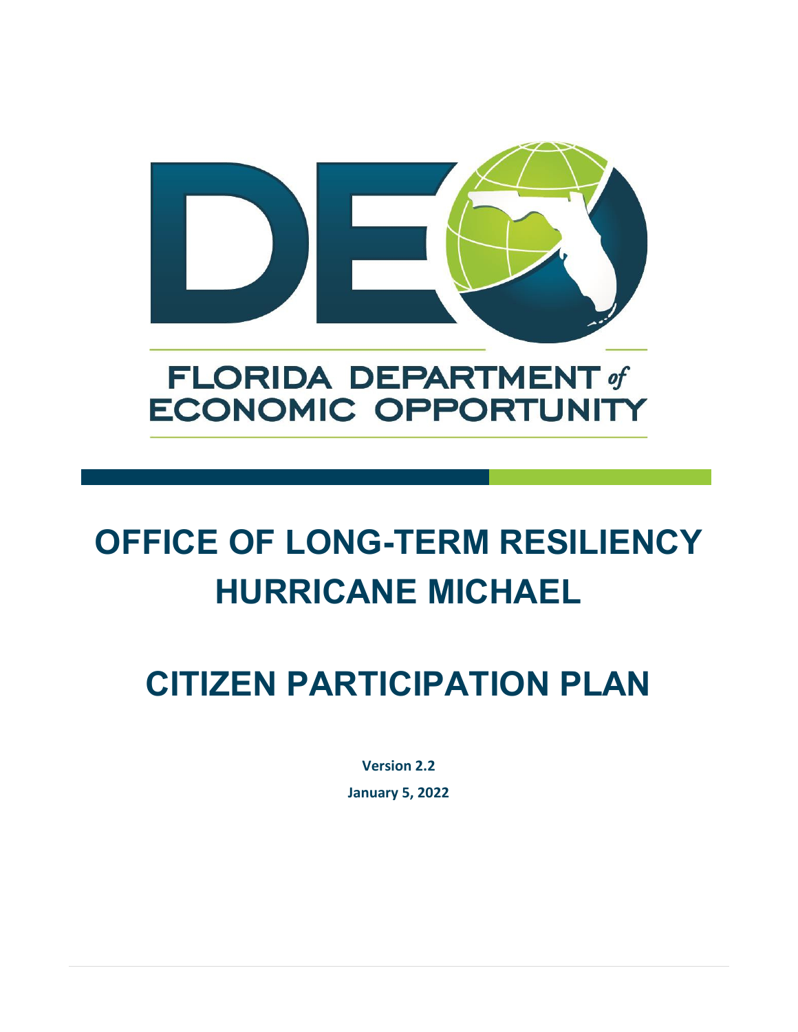FLORIDA DEPARTMENT of ECONOMIC OPPORTUNITY

# OFFICE OF LONG-TERM RESILIENCY HURRICANE MICHAEL

# CITIZEN PARTICIPATION PLAN

**Version 2.2**

**January 5, 2022**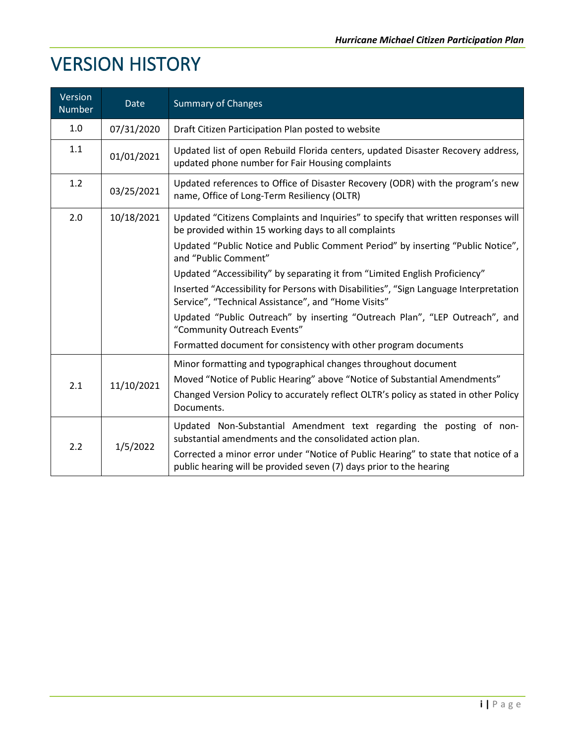# VERSION HISTORY

| Version Number | Date | Summary of Changes |
| --- | --- | --- |
| 1.0 | 07/31/2020 | Draft Citizen Participation Plan posted to website |
| 1.1 | 01/01/2021 | Updated list of open Rebuild Florida centers, updated Disaster Recovery address, updated phone number for Fair Housing complaints |
| 1.2 | 03/25/2021 | Updated references to Office of Disaster Recovery (ODR) with the program's new name, Office of Long-Term Resiliency (OLTR) |
| 2.0 | 10/18/2021 | Updated "Citizens Complaints and Inquiries" to specify that written responses will be provided within 15 working days to all complaints<br>Updated "Public Notice and Public Comment Period" by inserting "Public Notice", and "Public Comment"<br>Updated "Accessibility" by separating it from "Limited English Proficiency"<br>Inserted "Accessibility for Persons with Disabilities", "Sign Language Interpretation Service", "Technical Assistance", and "Home Visits"<br>Updated "Public Outreach" by inserting "Outreach Plan", "LEP Outreach", and "Community Outreach Events"<br>Formatted document for consistency with other program documents |
| 2.1 | 11/10/2021 | Minor formatting and typographical changes throughout document<br>Moved "Notice of Public Hearing" above "Notice of Substantial Amendments"<br>Changed Version Policy to accurately reflect OLTR's policy as stated in other Policy Documents. |
| 2.2 | 1/5/2022 | Updated Non-Substantial Amendment text regarding the posting of non-substantial amendments and the consolidated action plan.<br>Corrected a minor error under "Notice of Public Hearing" to state that notice of a public hearing will be provided seven (7) days prior to the hearing |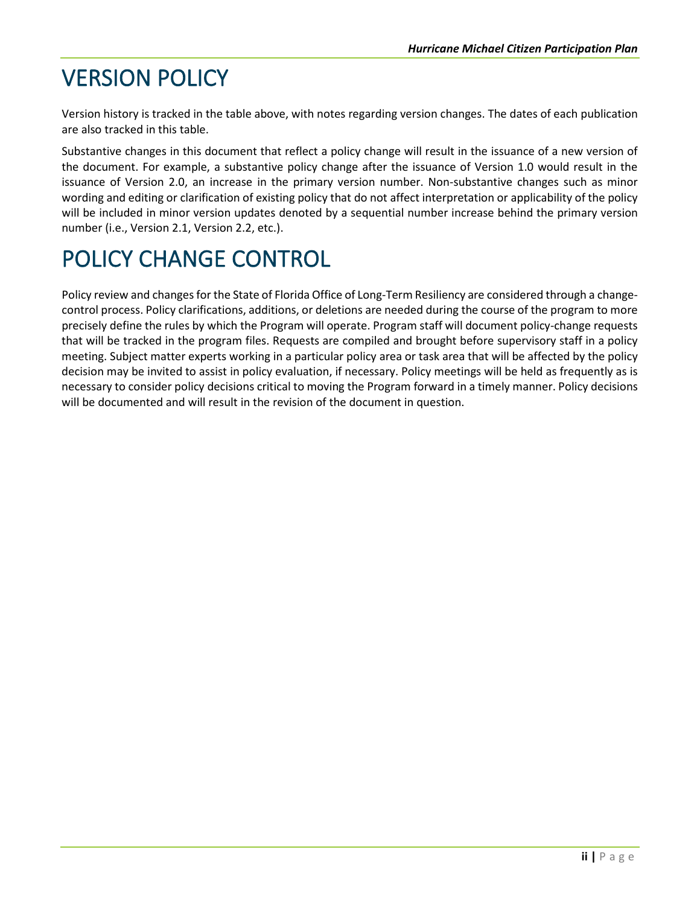# VERSION POLICY

Version history is tracked in the table above, with notes regarding version changes. The dates of each publication are also tracked in this table.

Substantive changes in this document that reflect a policy change will result in the issuance of a new version of the document. For example, a substantive policy change after the issuance of Version 1.0 would result in the issuance of Version 2.0, an increase in the primary version number. Non-substantive changes such as minor wording and editing or clarification of existing policy that do not affect interpretation or applicability of the policy will be included in minor version updates denoted by a sequential number increase behind the primary version number (i.e., Version 2.1, Version 2.2, etc.).

# POLICY CHANGE CONTROL

Policy review and changes for the State of Florida Office of Long-Term Resiliency are considered through a change-control process. Policy clarifications, additions, or deletions are needed during the course of the program to more precisely define the rules by which the Program will operate. Program staff will document policy-change requests that will be tracked in the program files. Requests are compiled and brought before supervisory staff in a policy meeting. Subject matter experts working in a particular policy area or task area that will be affected by the policy decision may be invited to assist in policy evaluation, if necessary. Policy meetings will be held as frequently as is necessary to consider policy decisions critical to moving the Program forward in a timely manner. Policy decisions will be documented and will result in the revision of the document in question.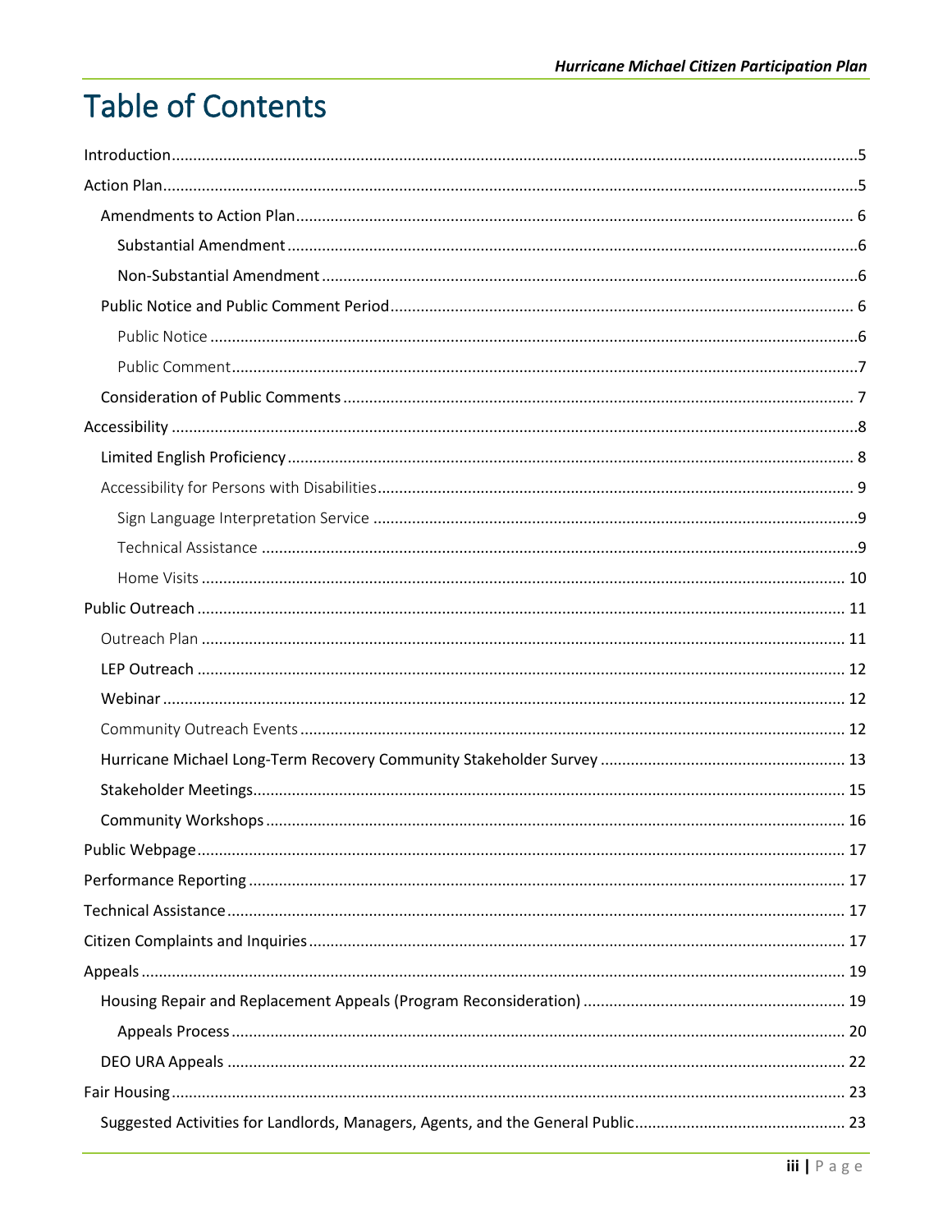# Table of Contents

Introduction .....5

Action Plan .....5

- Amendments to Action Plan .....6
  - Substantial Amendment .....6
  - Non-Substantial Amendment .....6
- Public Notice and Public Comment Period .....6
  - Public Notice .....6
  - Public Comment .....7
- Consideration of Public Comments .....7

Accessibility .....8

- Limited English Proficiency .....8
- Accessibility for Persons with Disabilities .....9
  - Sign Language Interpretation Service .....9
  - Technical Assistance .....9
  - Home Visits .....10

Public Outreach .....11

- Outreach Plan .....11
- LEP Outreach .....12
- Webinar .....12
- Community Outreach Events .....12
- Hurricane Michael Long-Term Recovery Community Stakeholder Survey .....13
- Stakeholder Meetings .....15
- Community Workshops .....16

Public Webpage .....17

Performance Reporting .....17

Technical Assistance .....17

Citizen Complaints and Inquiries .....17

Appeals .....19

- Housing Repair and Replacement Appeals (Program Reconsideration) .....19
  - Appeals Process .....20
- DEO URA Appeals .....22

Fair Housing .....23

- Suggested Activities for Landlords, Managers, Agents, and the General Public .....23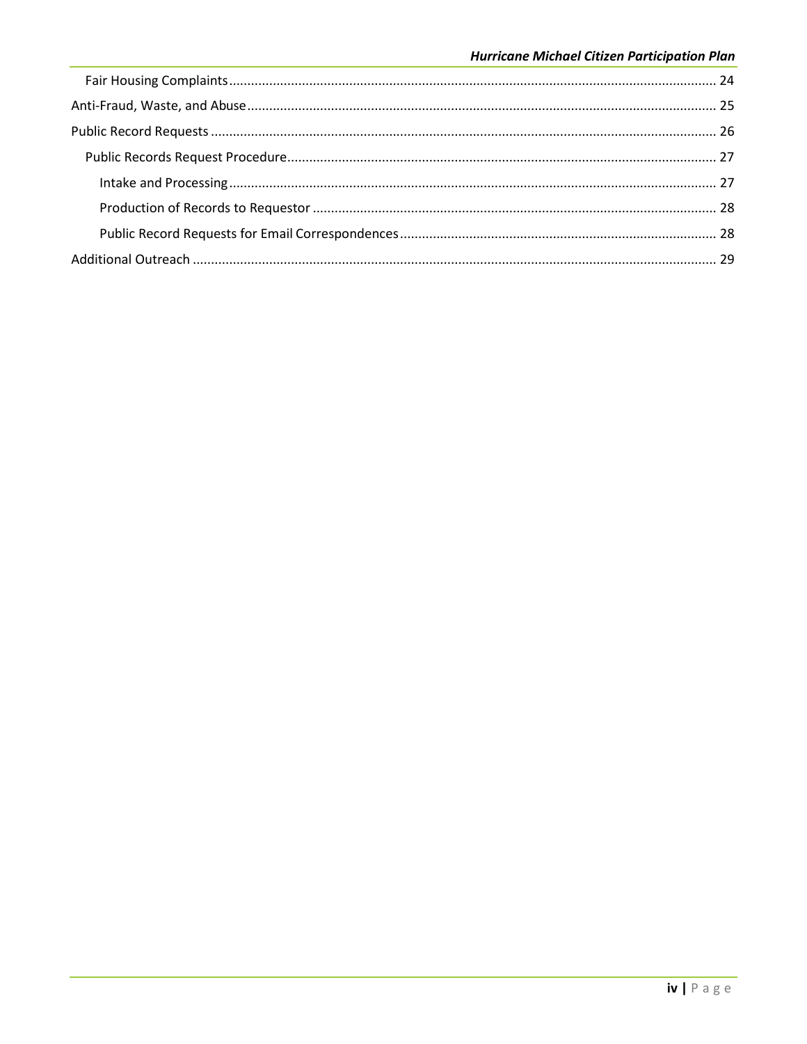- Fair Housing Complaints ..... 24
- Anti-Fraud, Waste, and Abuse ..... 25
- Public Record Requests ..... 26
  - Public Records Request Procedure ..... 27
    - Intake and Processing ..... 27
    - Production of Records to Requestor ..... 28
    - Public Record Requests for Email Correspondences ..... 28
- Additional Outreach ..... 29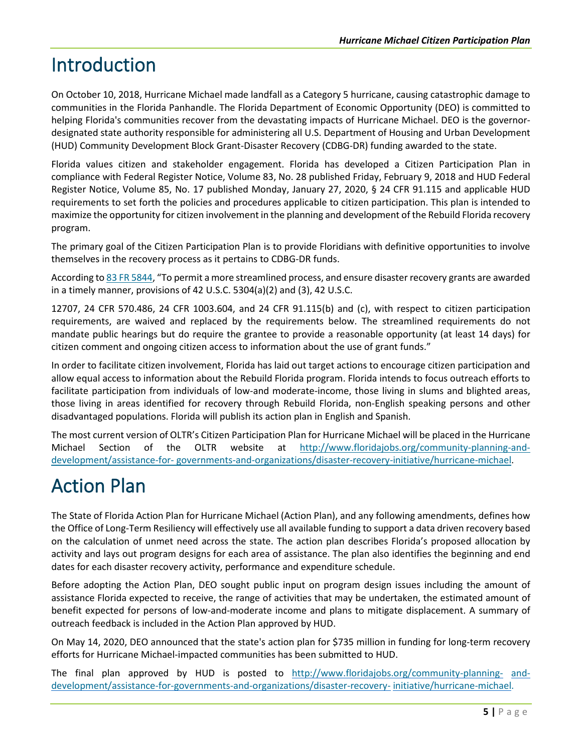# Introduction

On October 10, 2018, Hurricane Michael made landfall as a Category 5 hurricane, causing catastrophic damage to communities in the Florida Panhandle. The Florida Department of Economic Opportunity (DEO) is committed to helping Florida's communities recover from the devastating impacts of Hurricane Michael. DEO is the governor-designated state authority responsible for administering all U.S. Department of Housing and Urban Development (HUD) Community Development Block Grant-Disaster Recovery (CDBG-DR) funding awarded to the state.

Florida values citizen and stakeholder engagement. Florida has developed a Citizen Participation Plan in compliance with Federal Register Notice, Volume 83, No. 28 published Friday, February 9, 2018 and HUD Federal Register Notice, Volume 85, No. 17 published Monday, January 27, 2020, § 24 CFR 91.115 and applicable HUD requirements to set forth the policies and procedures applicable to citizen participation. This plan is intended to maximize the opportunity for citizen involvement in the planning and development of the Rebuild Florida recovery program.

The primary goal of the Citizen Participation Plan is to provide Floridians with definitive opportunities to involve themselves in the recovery process as it pertains to CDBG-DR funds.

According to 83 FR 5844, "To permit a more streamlined process, and ensure disaster recovery grants are awarded in a timely manner, provisions of 42 U.S.C. 5304(a)(2) and (3), 42 U.S.C.

12707, 24 CFR 570.486, 24 CFR 1003.604, and 24 CFR 91.115(b) and (c), with respect to citizen participation requirements, are waived and replaced by the requirements below. The streamlined requirements do not mandate public hearings but do require the grantee to provide a reasonable opportunity (at least 14 days) for citizen comment and ongoing citizen access to information about the use of grant funds."

In order to facilitate citizen involvement, Florida has laid out target actions to encourage citizen participation and allow equal access to information about the Rebuild Florida program. Florida intends to focus outreach efforts to facilitate participation from individuals of low-and moderate-income, those living in slums and blighted areas, those living in areas identified for recovery through Rebuild Florida, non-English speaking persons and other disadvantaged populations. Florida will publish its action plan in English and Spanish.

The most current version of OLTR's Citizen Participation Plan for Hurricane Michael will be placed in the Hurricane Michael Section of the OLTR website at http://www.floridajobs.org/community-planning-and-development/assistance-for- governments-and-organizations/disaster-recovery-initiative/hurricane-michael.

# Action Plan

The State of Florida Action Plan for Hurricane Michael (Action Plan), and any following amendments, defines how the Office of Long-Term Resiliency will effectively use all available funding to support a data driven recovery based on the calculation of unmet need across the state. The action plan describes Florida's proposed allocation by activity and lays out program designs for each area of assistance. The plan also identifies the beginning and end dates for each disaster recovery activity, performance and expenditure schedule.

Before adopting the Action Plan, DEO sought public input on program design issues including the amount of assistance Florida expected to receive, the range of activities that may be undertaken, the estimated amount of benefit expected for persons of low-and-moderate income and plans to mitigate displacement. A summary of outreach feedback is included in the Action Plan approved by HUD.

On May 14, 2020, DEO announced that the state's action plan for $735 million in funding for long-term recovery efforts for Hurricane Michael-impacted communities has been submitted to HUD.

The final plan approved by HUD is posted to http://www.floridajobs.org/community-planning- and-development/assistance-for-governments-and-organizations/disaster-recovery- initiative/hurricane-michael.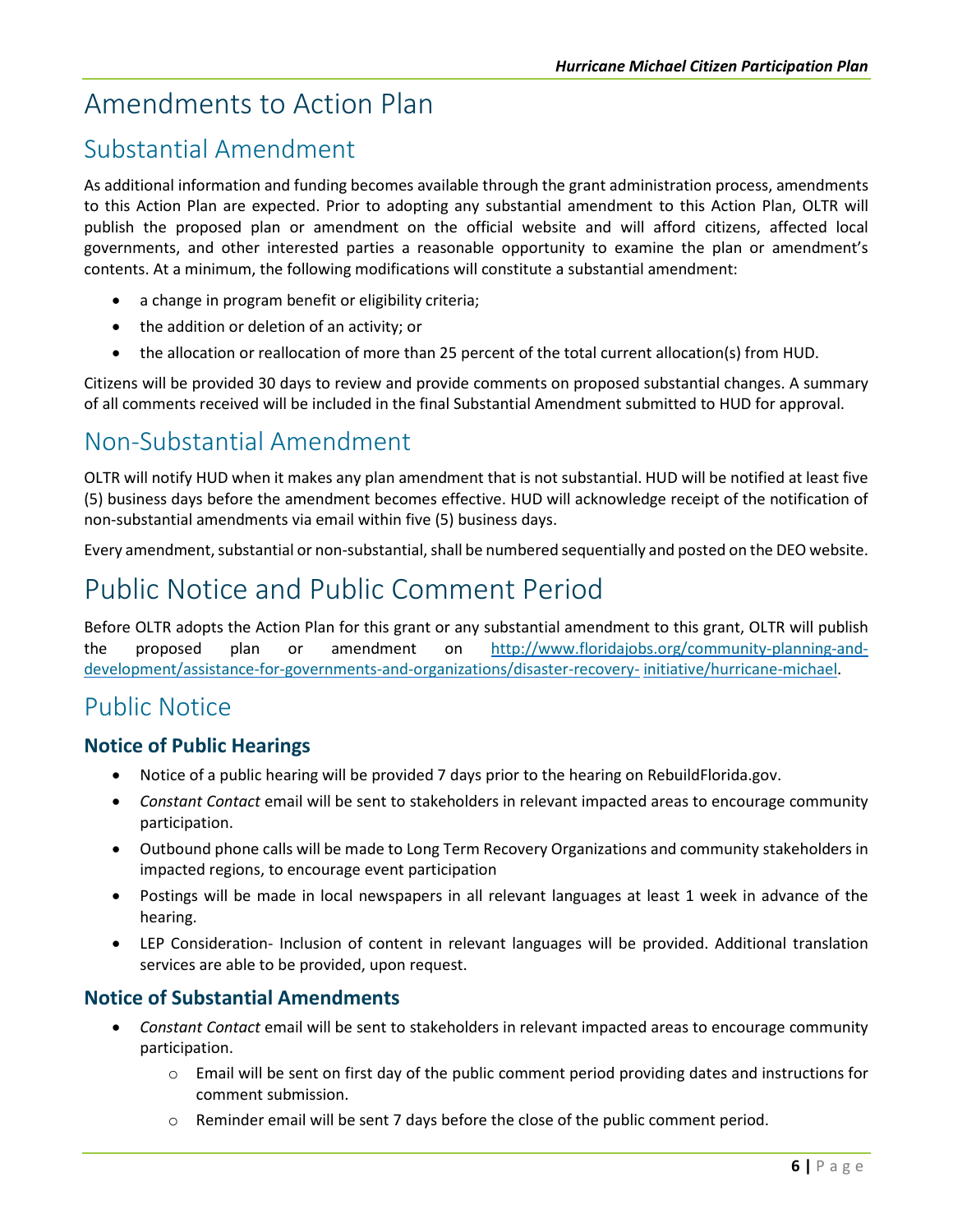# Amendments to Action Plan

## Substantial Amendment

As additional information and funding becomes available through the grant administration process, amendments to this Action Plan are expected. Prior to adopting any substantial amendment to this Action Plan, OLTR will publish the proposed plan or amendment on the official website and will afford citizens, affected local governments, and other interested parties a reasonable opportunity to examine the plan or amendment's contents. At a minimum, the following modifications will constitute a substantial amendment:

- a change in program benefit or eligibility criteria;
- the addition or deletion of an activity; or
- the allocation or reallocation of more than 25 percent of the total current allocation(s) from HUD.

Citizens will be provided 30 days to review and provide comments on proposed substantial changes. A summary of all comments received will be included in the final Substantial Amendment submitted to HUD for approval.

## Non-Substantial Amendment

OLTR will notify HUD when it makes any plan amendment that is not substantial. HUD will be notified at least five (5) business days before the amendment becomes effective. HUD will acknowledge receipt of the notification of non-substantial amendments via email within five (5) business days.

Every amendment, substantial or non-substantial, shall be numbered sequentially and posted on the DEO website.

# Public Notice and Public Comment Period

Before OLTR adopts the Action Plan for this grant or any substantial amendment to this grant, OLTR will publish the proposed plan or amendment on [http://www.floridajobs.org/community-planning-and-development/assistance-for-governments-and-organizations/disaster-recovery-initiative/hurricane-michael](http://www.floridajobs.org/community-planning-and-development/assistance-for-governments-and-organizations/disaster-recovery-initiative/hurricane-michael).

## Public Notice

### Notice of Public Hearings

- Notice of a public hearing will be provided 7 days prior to the hearing on RebuildFlorida.gov.
- *Constant Contact* email will be sent to stakeholders in relevant impacted areas to encourage community participation.
- Outbound phone calls will be made to Long Term Recovery Organizations and community stakeholders in impacted regions, to encourage event participation
- Postings will be made in local newspapers in all relevant languages at least 1 week in advance of the hearing.
- LEP Consideration- Inclusion of content in relevant languages will be provided. Additional translation services are able to be provided, upon request.

### Notice of Substantial Amendments

- *Constant Contact* email will be sent to stakeholders in relevant impacted areas to encourage community participation.
  - Email will be sent on first day of the public comment period providing dates and instructions for comment submission.
  - Reminder email will be sent 7 days before the close of the public comment period.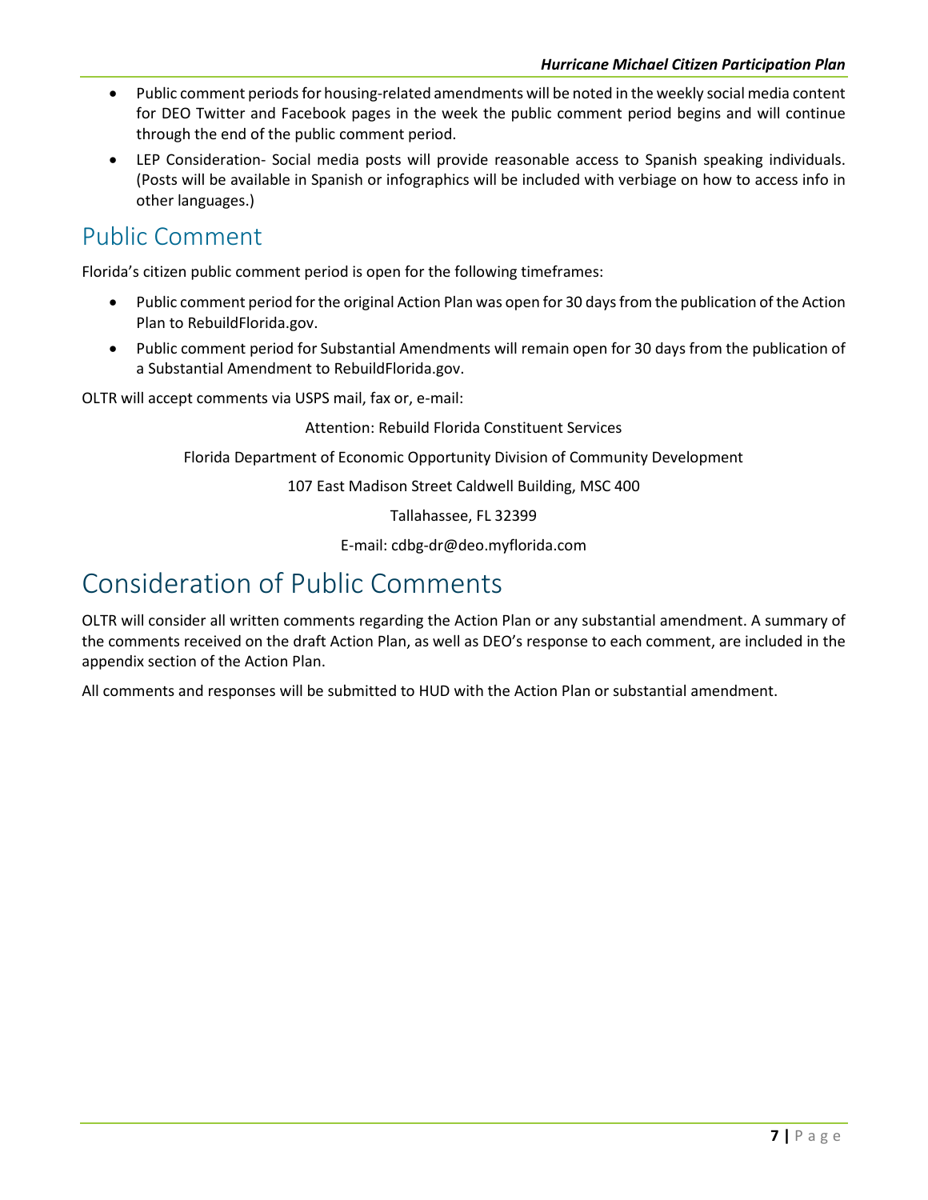- Public comment periods for housing-related amendments will be noted in the weekly social media content for DEO Twitter and Facebook pages in the week the public comment period begins and will continue through the end of the public comment period.
- LEP Consideration- Social media posts will provide reasonable access to Spanish speaking individuals. (Posts will be available in Spanish or infographics will be included with verbiage on how to access info in other languages.)

## Public Comment

Florida's citizen public comment period is open for the following timeframes:

- Public comment period for the original Action Plan was open for 30 days from the publication of the Action Plan to RebuildFlorida.gov.
- Public comment period for Substantial Amendments will remain open for 30 days from the publication of a Substantial Amendment to RebuildFlorida.gov.

OLTR will accept comments via USPS mail, fax or, e-mail:

Attention: Rebuild Florida Constituent Services

Florida Department of Economic Opportunity Division of Community Development

107 East Madison Street Caldwell Building, MSC 400

Tallahassee, FL 32399

E-mail: cdbg-dr@deo.myflorida.com

# Consideration of Public Comments

OLTR will consider all written comments regarding the Action Plan or any substantial amendment. A summary of the comments received on the draft Action Plan, as well as DEO's response to each comment, are included in the appendix section of the Action Plan.

All comments and responses will be submitted to HUD with the Action Plan or substantial amendment.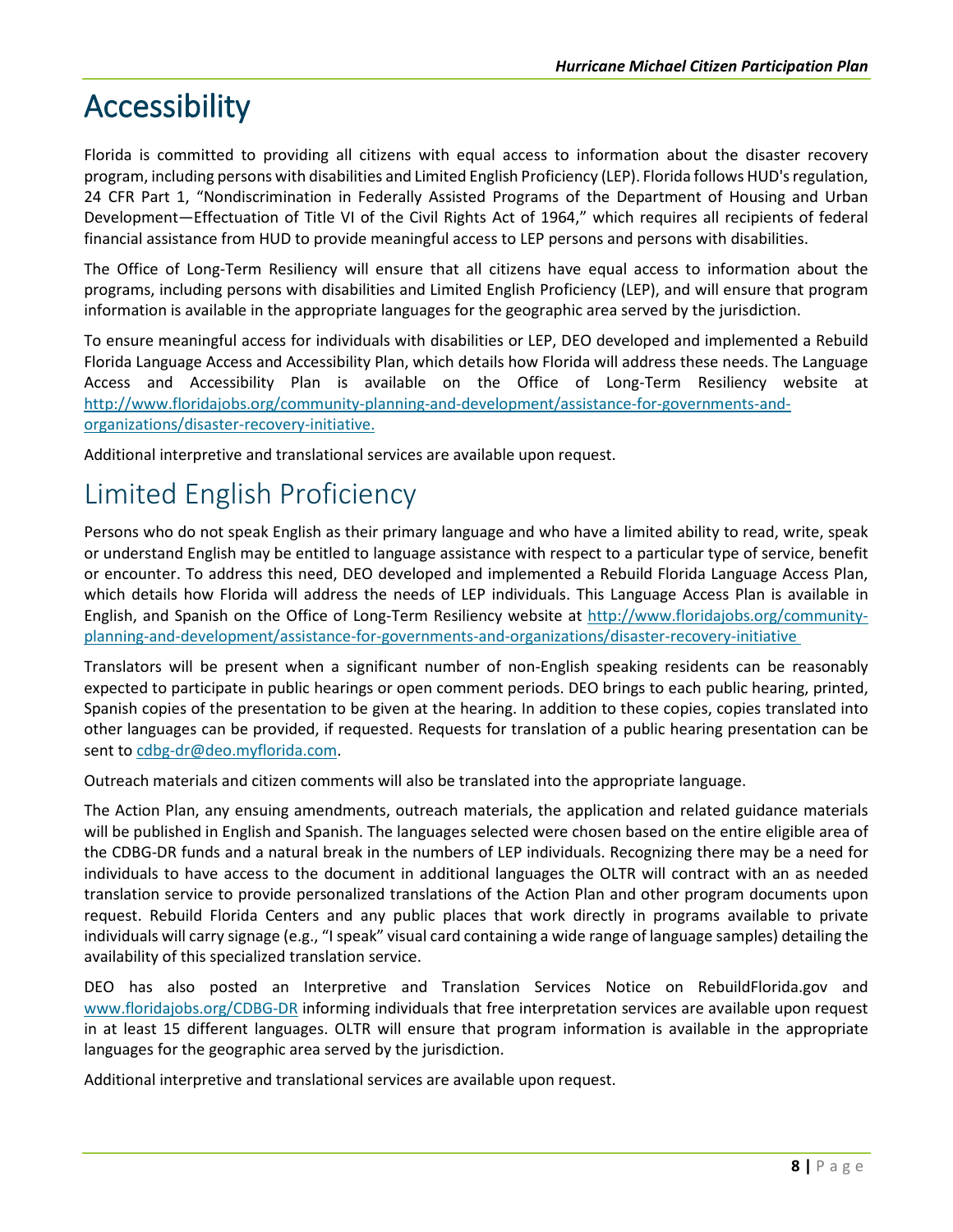# Accessibility

Florida is committed to providing all citizens with equal access to information about the disaster recovery program, including persons with disabilities and Limited English Proficiency (LEP). Florida follows HUD's regulation, 24 CFR Part 1, "Nondiscrimination in Federally Assisted Programs of the Department of Housing and Urban Development—Effectuation of Title VI of the Civil Rights Act of 1964," which requires all recipients of federal financial assistance from HUD to provide meaningful access to LEP persons and persons with disabilities.

The Office of Long-Term Resiliency will ensure that all citizens have equal access to information about the programs, including persons with disabilities and Limited English Proficiency (LEP), and will ensure that program information is available in the appropriate languages for the geographic area served by the jurisdiction.

To ensure meaningful access for individuals with disabilities or LEP, DEO developed and implemented a Rebuild Florida Language Access and Accessibility Plan, which details how Florida will address these needs. The Language Access and Accessibility Plan is available on the Office of Long-Term Resiliency website at [http://www.floridajobs.org/community-planning-and-development/assistance-for-governments-and-organizations/disaster-recovery-initiative.](http://www.floridajobs.org/community-planning-and-development/assistance-for-governments-and-organizations/disaster-recovery-initiative)

Additional interpretive and translational services are available upon request.

## Limited English Proficiency

Persons who do not speak English as their primary language and who have a limited ability to read, write, speak or understand English may be entitled to language assistance with respect to a particular type of service, benefit or encounter. To address this need, DEO developed and implemented a Rebuild Florida Language Access Plan, which details how Florida will address the needs of LEP individuals. This Language Access Plan is available in English, and Spanish on the Office of Long-Term Resiliency website at [http://www.floridajobs.org/community-planning-and-development/assistance-for-governments-and-organizations/disaster-recovery-initiative](http://www.floridajobs.org/community-planning-and-development/assistance-for-governments-and-organizations/disaster-recovery-initiative)

Translators will be present when a significant number of non-English speaking residents can be reasonably expected to participate in public hearings or open comment periods. DEO brings to each public hearing, printed, Spanish copies of the presentation to be given at the hearing. In addition to these copies, copies translated into other languages can be provided, if requested. Requests for translation of a public hearing presentation can be sent to [cdbg-dr@deo.myflorida.com](mailto:cdbg-dr@deo.myflorida.com).

Outreach materials and citizen comments will also be translated into the appropriate language.

The Action Plan, any ensuing amendments, outreach materials, the application and related guidance materials will be published in English and Spanish. The languages selected were chosen based on the entire eligible area of the CDBG-DR funds and a natural break in the numbers of LEP individuals. Recognizing there may be a need for individuals to have access to the document in additional languages the OLTR will contract with an as needed translation service to provide personalized translations of the Action Plan and other program documents upon request. Rebuild Florida Centers and any public places that work directly in programs available to private individuals will carry signage (e.g., "I speak" visual card containing a wide range of language samples) detailing the availability of this specialized translation service.

DEO has also posted an Interpretive and Translation Services Notice on RebuildFlorida.gov and [www.floridajobs.org/CDBG-DR](http://www.floridajobs.org/CDBG-DR) informing individuals that free interpretation services are available upon request in at least 15 different languages. OLTR will ensure that program information is available in the appropriate languages for the geographic area served by the jurisdiction.

Additional interpretive and translational services are available upon request.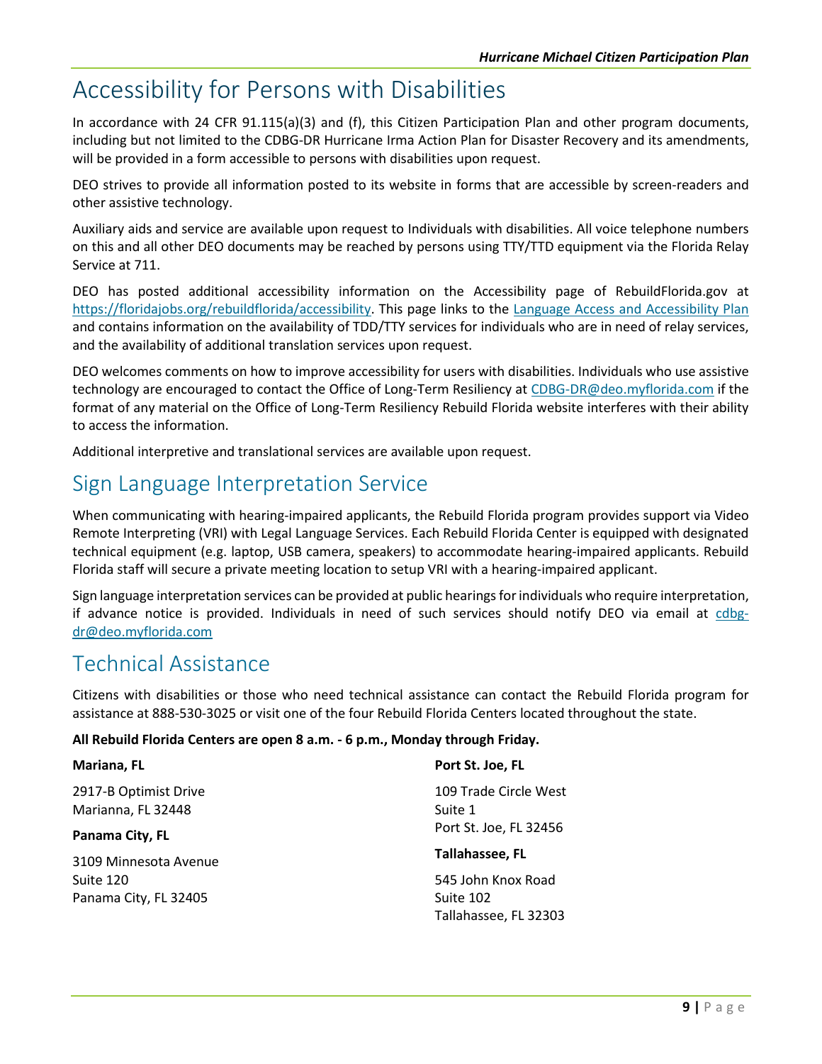# Accessibility for Persons with Disabilities

In accordance with 24 CFR 91.115(a)(3) and (f), this Citizen Participation Plan and other program documents, including but not limited to the CDBG-DR Hurricane Irma Action Plan for Disaster Recovery and its amendments, will be provided in a form accessible to persons with disabilities upon request.

DEO strives to provide all information posted to its website in forms that are accessible by screen-readers and other assistive technology.

Auxiliary aids and service are available upon request to Individuals with disabilities. All voice telephone numbers on this and all other DEO documents may be reached by persons using TTY/TTD equipment via the Florida Relay Service at 711.

DEO has posted additional accessibility information on the Accessibility page of RebuildFlorida.gov at https://floridajobs.org/rebuildflorida/accessibility. This page links to the Language Access and Accessibility Plan and contains information on the availability of TDD/TTY services for individuals who are in need of relay services, and the availability of additional translation services upon request.

DEO welcomes comments on how to improve accessibility for users with disabilities. Individuals who use assistive technology are encouraged to contact the Office of Long-Term Resiliency at CDBG-DR@deo.myflorida.com if the format of any material on the Office of Long-Term Resiliency Rebuild Florida website interferes with their ability to access the information.

Additional interpretive and translational services are available upon request.

# Sign Language Interpretation Service

When communicating with hearing-impaired applicants, the Rebuild Florida program provides support via Video Remote Interpreting (VRI) with Legal Language Services. Each Rebuild Florida Center is equipped with designated technical equipment (e.g. laptop, USB camera, speakers) to accommodate hearing-impaired applicants. Rebuild Florida staff will secure a private meeting location to setup VRI with a hearing-impaired applicant.

Sign language interpretation services can be provided at public hearings for individuals who require interpretation, if advance notice is provided. Individuals in need of such services should notify DEO via email at cdbg-dr@deo.myflorida.com

# Technical Assistance

Citizens with disabilities or those who need technical assistance can contact the Rebuild Florida program for assistance at 888-530-3025 or visit one of the four Rebuild Florida Centers located throughout the state.

**All Rebuild Florida Centers are open 8 a.m. - 6 p.m., Monday through Friday.**

**Mariana, FL**

2917-B Optimist Drive
Marianna, FL 32448

**Panama City, FL**

3109 Minnesota Avenue
Suite 120
Panama City, FL 32405

**Port St. Joe, FL**

109 Trade Circle West
Suite 1
Port St. Joe, FL 32456

**Tallahassee, FL**

545 John Knox Road
Suite 102
Tallahassee, FL 32303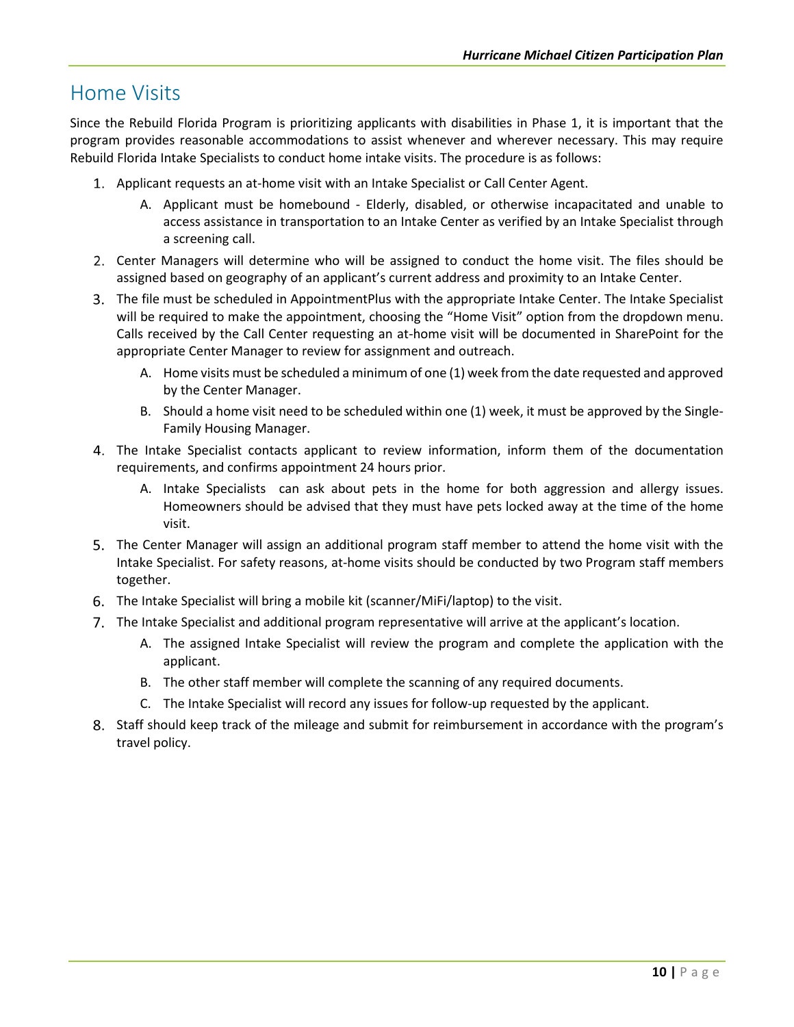## Home Visits

Since the Rebuild Florida Program is prioritizing applicants with disabilities in Phase 1, it is important that the program provides reasonable accommodations to assist whenever and wherever necessary. This may require Rebuild Florida Intake Specialists to conduct home intake visits. The procedure is as follows:

1. Applicant requests an at-home visit with an Intake Specialist or Call Center Agent.
    A. Applicant must be homebound - Elderly, disabled, or otherwise incapacitated and unable to access assistance in transportation to an Intake Center as verified by an Intake Specialist through a screening call.
2. Center Managers will determine who will be assigned to conduct the home visit. The files should be assigned based on geography of an applicant's current address and proximity to an Intake Center.
3. The file must be scheduled in AppointmentPlus with the appropriate Intake Center. The Intake Specialist will be required to make the appointment, choosing the "Home Visit" option from the dropdown menu. Calls received by the Call Center requesting an at-home visit will be documented in SharePoint for the appropriate Center Manager to review for assignment and outreach.
    A. Home visits must be scheduled a minimum of one (1) week from the date requested and approved by the Center Manager.
    B. Should a home visit need to be scheduled within one (1) week, it must be approved by the Single-Family Housing Manager.
4. The Intake Specialist contacts applicant to review information, inform them of the documentation requirements, and confirms appointment 24 hours prior.
    A. Intake Specialists can ask about pets in the home for both aggression and allergy issues. Homeowners should be advised that they must have pets locked away at the time of the home visit.
5. The Center Manager will assign an additional program staff member to attend the home visit with the Intake Specialist. For safety reasons, at-home visits should be conducted by two Program staff members together.
6. The Intake Specialist will bring a mobile kit (scanner/MiFi/laptop) to the visit.
7. The Intake Specialist and additional program representative will arrive at the applicant's location.
    A. The assigned Intake Specialist will review the program and complete the application with the applicant.
    B. The other staff member will complete the scanning of any required documents.
    C. The Intake Specialist will record any issues for follow-up requested by the applicant.
8. Staff should keep track of the mileage and submit for reimbursement in accordance with the program's travel policy.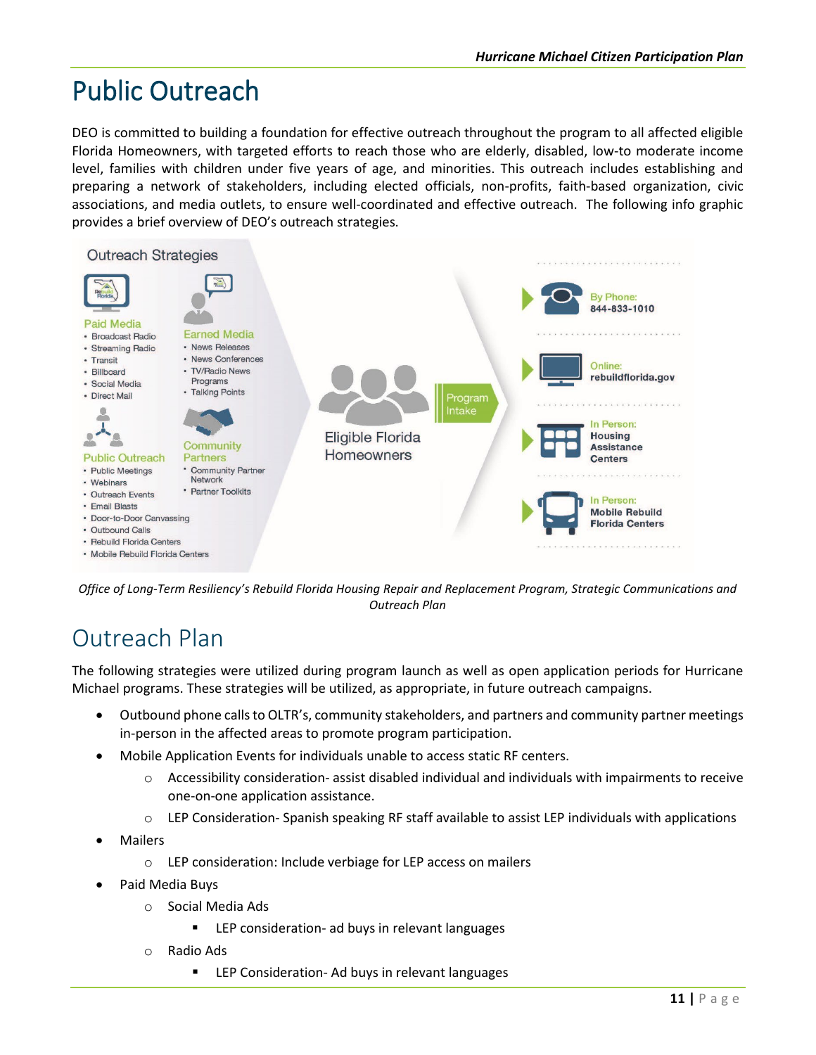# Public Outreach

DEO is committed to building a foundation for effective outreach throughout the program to all affected eligible Florida Homeowners, with targeted efforts to reach those who are elderly, disabled, low-to moderate income level, families with children under five years of age, and minorities. This outreach includes establishing and preparing a network of stakeholders, including elected officials, non-profits, faith-based organization, civic associations, and media outlets, to ensure well-coordinated and effective outreach. The following info graphic provides a brief overview of DEO's outreach strategies.

Outreach Strategies

**Paid Media**
- Broadcast Radio
- Streaming Radio
- Transit
- Billboard
- Social Media
- Direct Mail

**Earned Media**
- News Releases
- News Conferences
- TV/Radio News Programs
- Talking Points

**Public Outreach**
- Public Meetings
- Webinars
- Outreach Events
- Email Blasts
- Door-to-Door Canvassing
- Outbound Calls
- Rebuild Florida Centers
- Mobile Rebuild Florida Centers

**Community Partners**
- Community Partner Network
- Partner Toolkits

Eligible Florida Homeowners → Program Intake

- By Phone: 844-833-1010
- Online: rebuildflorida.gov
- In Person: Housing Assistance Centers
- In Person: Mobile Rebuild Florida Centers

*Office of Long-Term Resiliency's Rebuild Florida Housing Repair and Replacement Program, Strategic Communications and Outreach Plan*

## Outreach Plan

The following strategies were utilized during program launch as well as open application periods for Hurricane Michael programs. These strategies will be utilized, as appropriate, in future outreach campaigns.

- Outbound phone calls to OLTR's, community stakeholders, and partners and community partner meetings in-person in the affected areas to promote program participation.
- Mobile Application Events for individuals unable to access static RF centers.
  - Accessibility consideration- assist disabled individual and individuals with impairments to receive one-on-one application assistance.
  - LEP Consideration- Spanish speaking RF staff available to assist LEP individuals with applications
- Mailers
  - LEP consideration: Include verbiage for LEP access on mailers
- Paid Media Buys
  - Social Media Ads
    - LEP consideration- ad buys in relevant languages
  - Radio Ads
    - LEP Consideration- Ad buys in relevant languages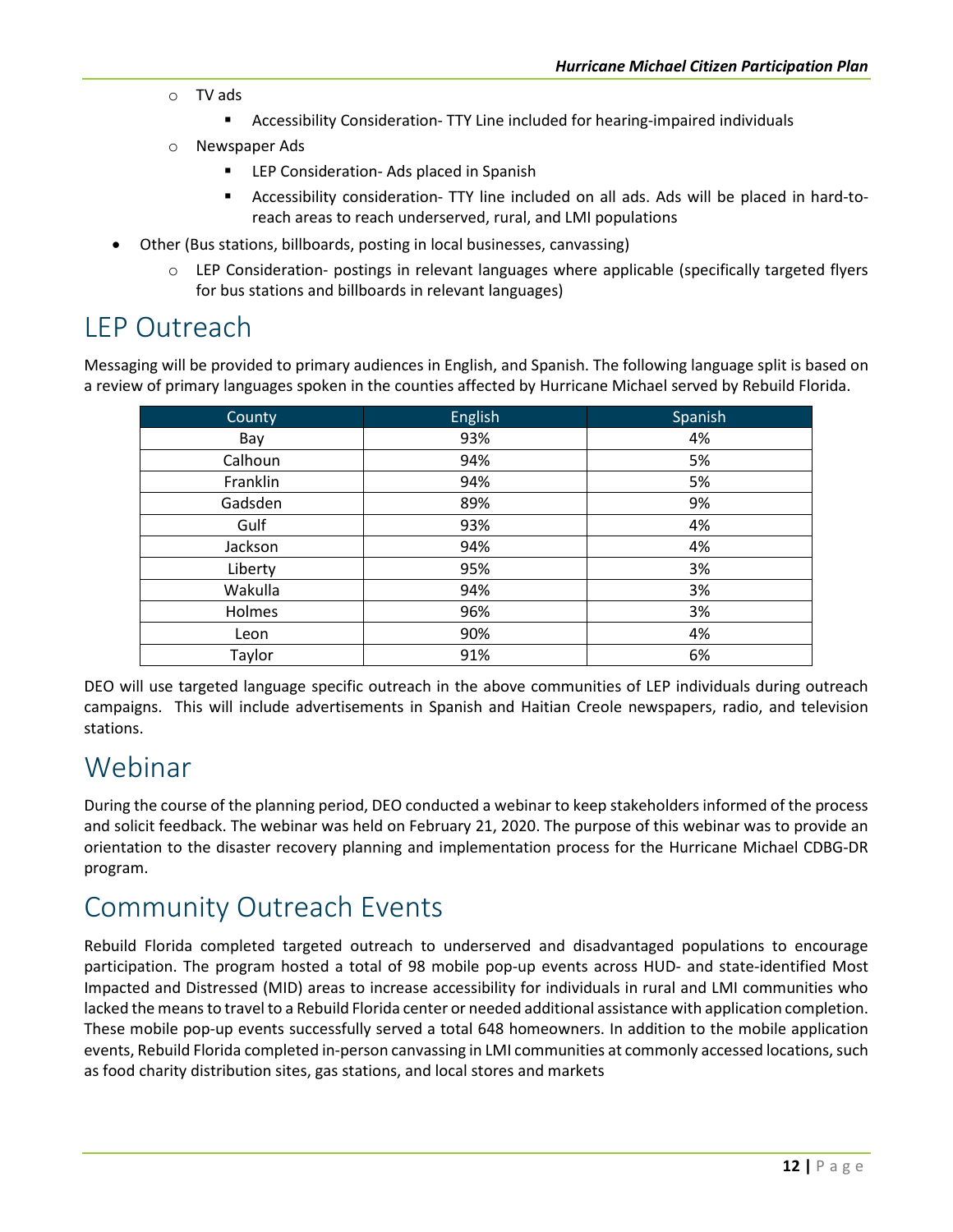- TV ads
    - Accessibility Consideration- TTY Line included for hearing-impaired individuals
- Newspaper Ads
    - LEP Consideration- Ads placed in Spanish
    - Accessibility consideration- TTY line included on all ads. Ads will be placed in hard-to-reach areas to reach underserved, rural, and LMI populations

- Other (Bus stations, billboards, posting in local businesses, canvassing)
    - LEP Consideration- postings in relevant languages where applicable (specifically targeted flyers for bus stations and billboards in relevant languages)

# LEP Outreach

Messaging will be provided to primary audiences in English, and Spanish. The following language split is based on a review of primary languages spoken in the counties affected by Hurricane Michael served by Rebuild Florida.

| County | English | Spanish |
|---|---|---|
| Bay | 93% | 4% |
| Calhoun | 94% | 5% |
| Franklin | 94% | 5% |
| Gadsden | 89% | 9% |
| Gulf | 93% | 4% |
| Jackson | 94% | 4% |
| Liberty | 95% | 3% |
| Wakulla | 94% | 3% |
| Holmes | 96% | 3% |
| Leon | 90% | 4% |
| Taylor | 91% | 6% |

DEO will use targeted language specific outreach in the above communities of LEP individuals during outreach campaigns. This will include advertisements in Spanish and Haitian Creole newspapers, radio, and television stations.

# Webinar

During the course of the planning period, DEO conducted a webinar to keep stakeholders informed of the process and solicit feedback. The webinar was held on February 21, 2020. The purpose of this webinar was to provide an orientation to the disaster recovery planning and implementation process for the Hurricane Michael CDBG-DR program.

# Community Outreach Events

Rebuild Florida completed targeted outreach to underserved and disadvantaged populations to encourage participation. The program hosted a total of 98 mobile pop-up events across HUD- and state-identified Most Impacted and Distressed (MID) areas to increase accessibility for individuals in rural and LMI communities who lacked the means to travel to a Rebuild Florida center or needed additional assistance with application completion. These mobile pop-up events successfully served a total 648 homeowners. In addition to the mobile application events, Rebuild Florida completed in-person canvassing in LMI communities at commonly accessed locations, such as food charity distribution sites, gas stations, and local stores and markets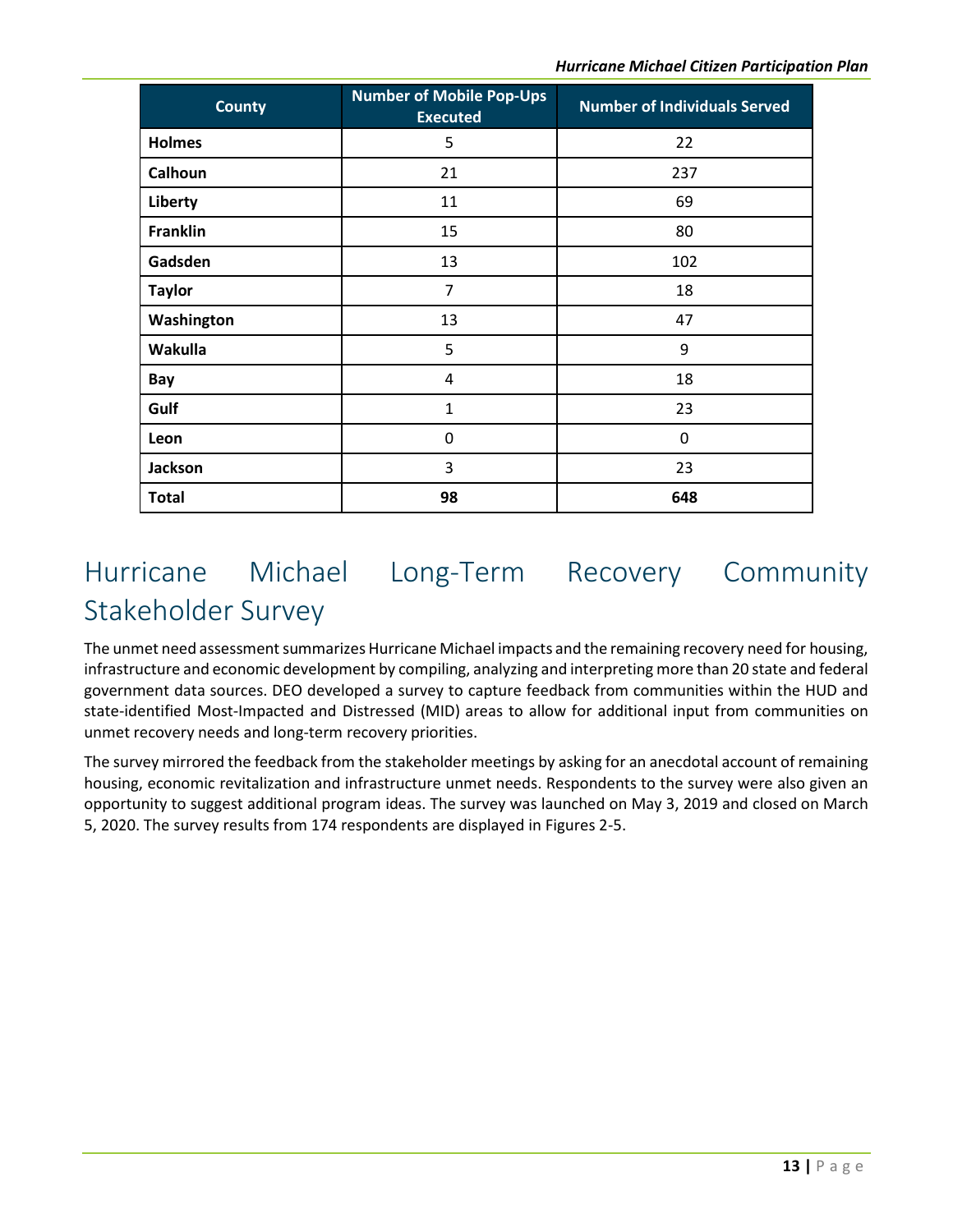| County | Number of Mobile Pop-Ups Executed | Number of Individuals Served |
|---|---|---|
| **Holmes** | 5 | 22 |
| **Calhoun** | 21 | 237 |
| **Liberty** | 11 | 69 |
| **Franklin** | 15 | 80 |
| **Gadsden** | 13 | 102 |
| **Taylor** | 7 | 18 |
| **Washington** | 13 | 47 |
| **Wakulla** | 5 | 9 |
| **Bay** | 4 | 18 |
| **Gulf** | 1 | 23 |
| **Leon** | 0 | 0 |
| **Jackson** | 3 | 23 |
| **Total** | **98** | **648** |

## Hurricane Michael Long-Term Recovery Community Stakeholder Survey

The unmet need assessment summarizes Hurricane Michael impacts and the remaining recovery need for housing, infrastructure and economic development by compiling, analyzing and interpreting more than 20 state and federal government data sources. DEO developed a survey to capture feedback from communities within the HUD and state-identified Most-Impacted and Distressed (MID) areas to allow for additional input from communities on unmet recovery needs and long-term recovery priorities.

The survey mirrored the feedback from the stakeholder meetings by asking for an anecdotal account of remaining housing, economic revitalization and infrastructure unmet needs. Respondents to the survey were also given an opportunity to suggest additional program ideas. The survey was launched on May 3, 2019 and closed on March 5, 2020. The survey results from 174 respondents are displayed in Figures 2-5.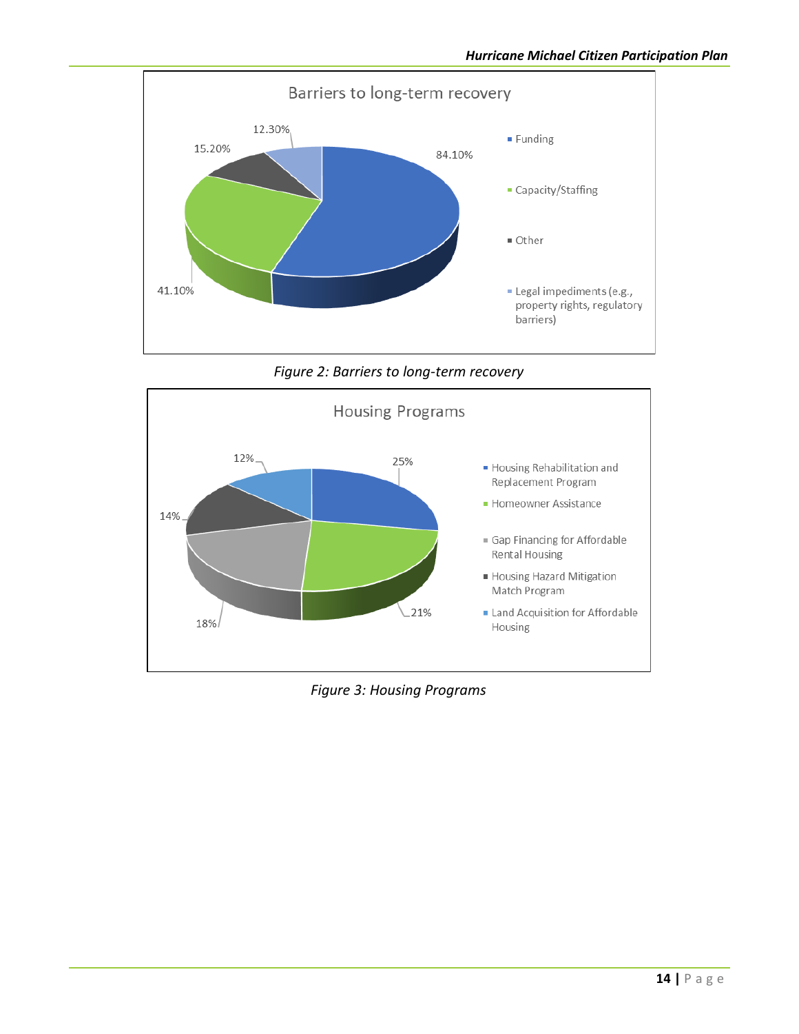Barriers to long-term recovery

12.30%

15.20%

84.10%

41.10%

Funding

Capacity/Staffing

Other

Legal impediments (e.g., property rights, regulatory barriers)

*Figure 2: Barriers to long-term recovery*

Housing Programs

12%

25%

14%

18%

21%

Housing Rehabilitation and Replacement Program

Homeowner Assistance

Gap Financing for Affordable Rental Housing

Housing Hazard Mitigation Match Program

Land Acquisition for Affordable Housing

*Figure 3: Housing Programs*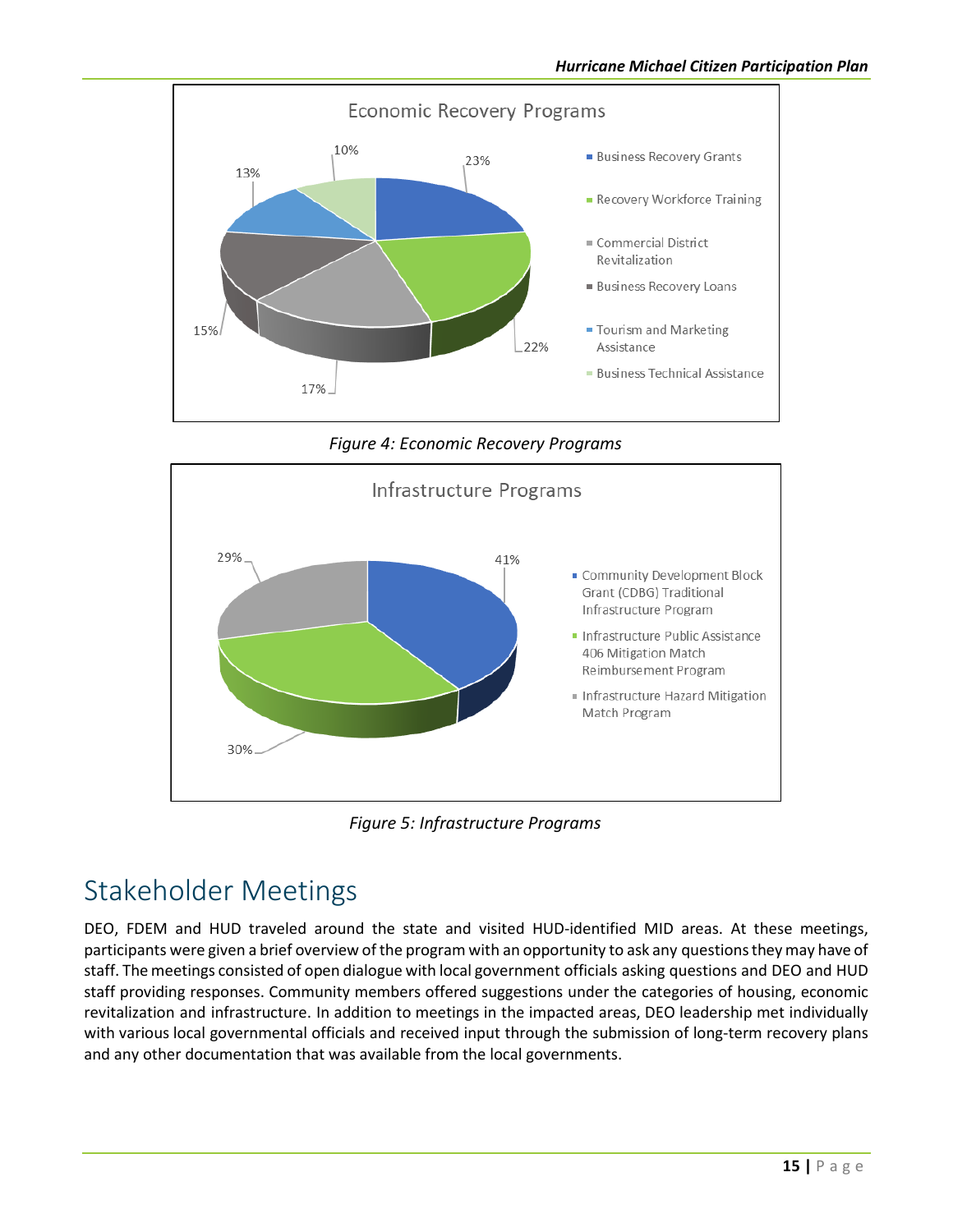Figure 4: Economic Recovery Programs

Figure 5: Infrastructure Programs

## Stakeholder Meetings

DEO, FDEM and HUD traveled around the state and visited HUD-identified MID areas. At these meetings, participants were given a brief overview of the program with an opportunity to ask any questions they may have of staff. The meetings consisted of open dialogue with local government officials asking questions and DEO and HUD staff providing responses. Community members offered suggestions under the categories of housing, economic revitalization and infrastructure. In addition to meetings in the impacted areas, DEO leadership met individually with various local governmental officials and received input through the submission of long-term recovery plans and any other documentation that was available from the local governments.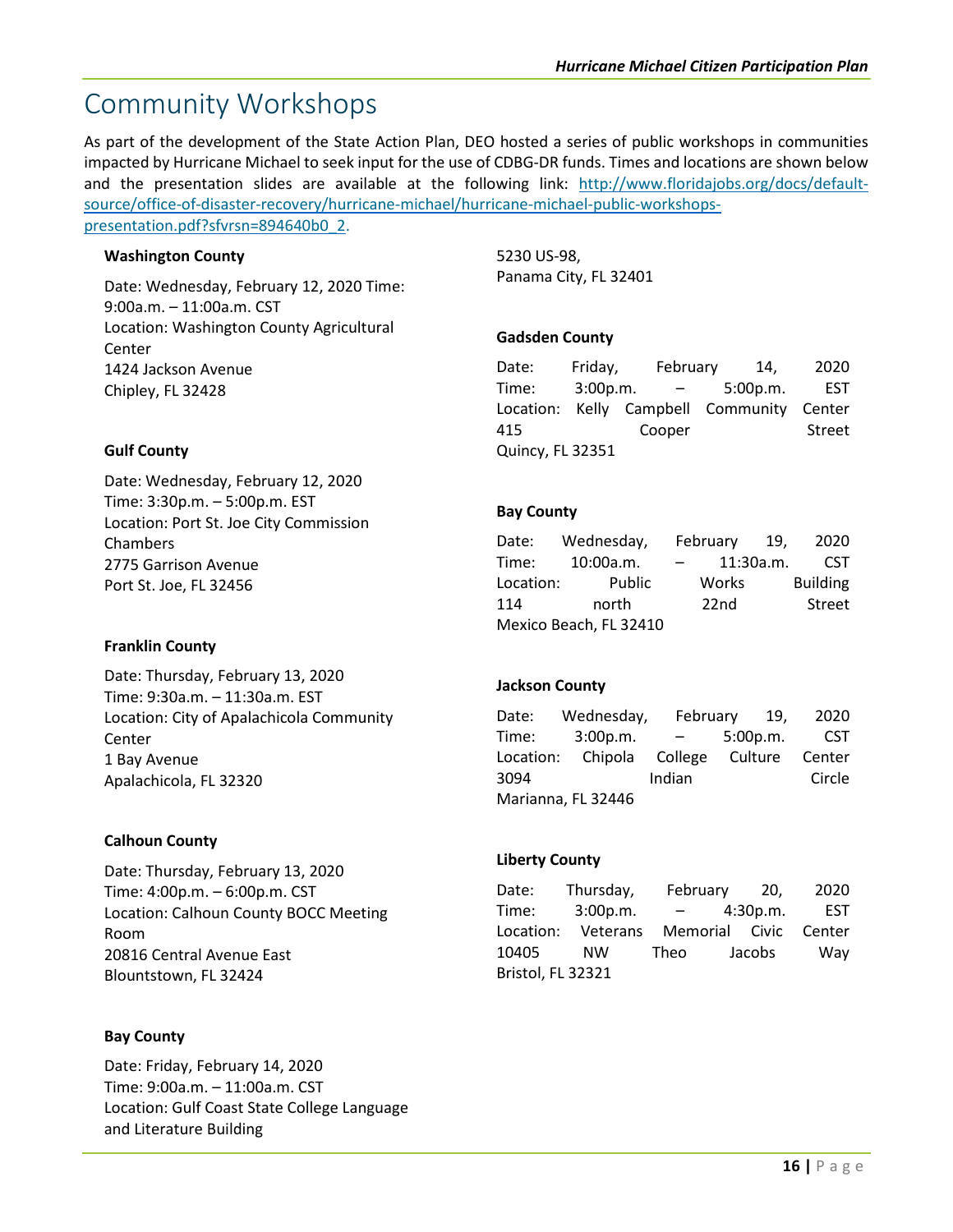# Community Workshops

As part of the development of the State Action Plan, DEO hosted a series of public workshops in communities impacted by Hurricane Michael to seek input for the use of CDBG-DR funds. Times and locations are shown below and the presentation slides are available at the following link: http://www.floridajobs.org/docs/default-source/office-of-disaster-recovery/hurricane-michael/hurricane-michael-public-workshops-presentation.pdf?sfvrsn=894640b0_2.

**Washington County**

Date: Wednesday, February 12, 2020 Time: 9:00a.m. – 11:00a.m. CST
Location: Washington County Agricultural Center
1424 Jackson Avenue
Chipley, FL 32428

**Gulf County**

Date: Wednesday, February 12, 2020
Time: 3:30p.m. – 5:00p.m. EST
Location: Port St. Joe City Commission Chambers
2775 Garrison Avenue
Port St. Joe, FL 32456

**Franklin County**

Date: Thursday, February 13, 2020
Time: 9:30a.m. – 11:30a.m. EST
Location: City of Apalachicola Community Center
1 Bay Avenue
Apalachicola, FL 32320

**Calhoun County**

Date: Thursday, February 13, 2020
Time: 4:00p.m. – 6:00p.m. CST
Location: Calhoun County BOCC Meeting Room
20816 Central Avenue East
Blountstown, FL 32424

**Bay County**

Date: Friday, February 14, 2020
Time: 9:00a.m. – 11:00a.m. CST
Location: Gulf Coast State College Language and Literature Building
5230 US-98,
Panama City, FL 32401

**Gadsden County**

Date: Friday, February 14, 2020
Time: 3:00p.m. – 5:00p.m. EST
Location: Kelly Campbell Community Center
415 Cooper Street
Quincy, FL 32351

**Bay County**

Date: Wednesday, February 19, 2020
Time: 10:00a.m. – 11:30a.m. CST
Location: Public Works Building
114 north 22nd Street
Mexico Beach, FL 32410

**Jackson County**

Date: Wednesday, February 19, 2020
Time: 3:00p.m. – 5:00p.m. CST
Location: Chipola College Culture Center
3094 Indian Circle
Marianna, FL 32446

**Liberty County**

Date: Thursday, February 20, 2020
Time: 3:00p.m. – 4:30p.m. EST
Location: Veterans Memorial Civic Center
10405 NW Theo Jacobs Way
Bristol, FL 32321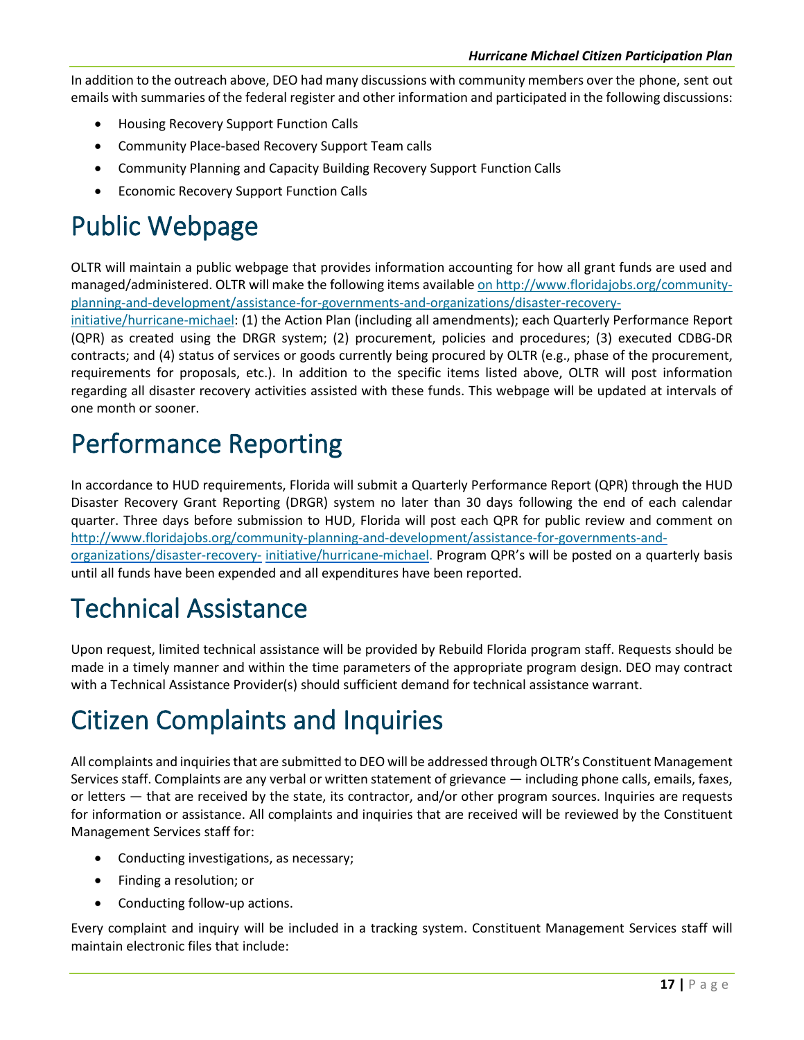In addition to the outreach above, DEO had many discussions with community members over the phone, sent out emails with summaries of the federal register and other information and participated in the following discussions:

- Housing Recovery Support Function Calls
- Community Place-based Recovery Support Team calls
- Community Planning and Capacity Building Recovery Support Function Calls
- Economic Recovery Support Function Calls

# Public Webpage

OLTR will maintain a public webpage that provides information accounting for how all grant funds are used and managed/administered. OLTR will make the following items available on http://www.floridajobs.org/community-planning-and-development/assistance-for-governments-and-organizations/disaster-recovery-initiative/hurricane-michael: (1) the Action Plan (including all amendments); each Quarterly Performance Report (QPR) as created using the DRGR system; (2) procurement, policies and procedures; (3) executed CDBG-DR contracts; and (4) status of services or goods currently being procured by OLTR (e.g., phase of the procurement, requirements for proposals, etc.). In addition to the specific items listed above, OLTR will post information regarding all disaster recovery activities assisted with these funds. This webpage will be updated at intervals of one month or sooner.

# Performance Reporting

In accordance to HUD requirements, Florida will submit a Quarterly Performance Report (QPR) through the HUD Disaster Recovery Grant Reporting (DRGR) system no later than 30 days following the end of each calendar quarter. Three days before submission to HUD, Florida will post each QPR for public review and comment on http://www.floridajobs.org/community-planning-and-development/assistance-for-governments-and-organizations/disaster-recovery- initiative/hurricane-michael. Program QPR's will be posted on a quarterly basis until all funds have been expended and all expenditures have been reported.

# Technical Assistance

Upon request, limited technical assistance will be provided by Rebuild Florida program staff. Requests should be made in a timely manner and within the time parameters of the appropriate program design. DEO may contract with a Technical Assistance Provider(s) should sufficient demand for technical assistance warrant.

# Citizen Complaints and Inquiries

All complaints and inquiries that are submitted to DEO will be addressed through OLTR's Constituent Management Services staff. Complaints are any verbal or written statement of grievance — including phone calls, emails, faxes, or letters — that are received by the state, its contractor, and/or other program sources. Inquiries are requests for information or assistance. All complaints and inquiries that are received will be reviewed by the Constituent Management Services staff for:

- Conducting investigations, as necessary;
- Finding a resolution; or
- Conducting follow-up actions.

Every complaint and inquiry will be included in a tracking system. Constituent Management Services staff will maintain electronic files that include: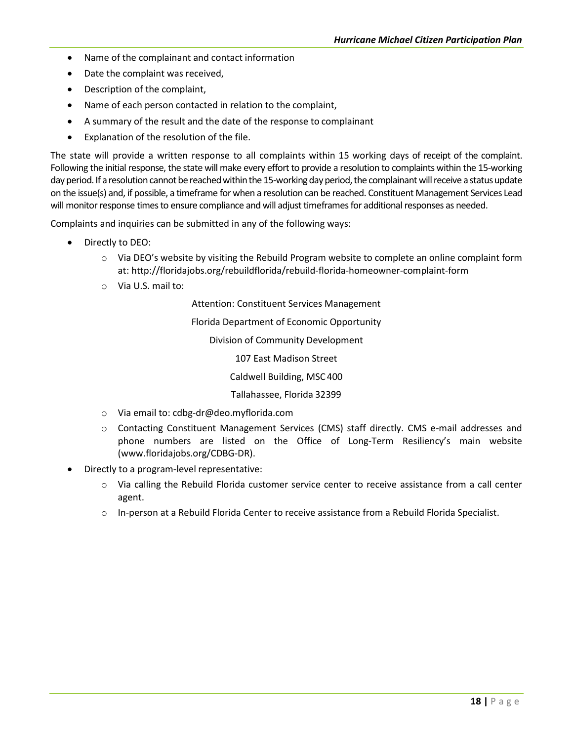- Name of the complainant and contact information
- Date the complaint was received,
- Description of the complaint,
- Name of each person contacted in relation to the complaint,
- A summary of the result and the date of the response to complainant
- Explanation of the resolution of the file.

The state will provide a written response to all complaints within 15 working days of receipt of the complaint. Following the initial response, the state will make every effort to provide a resolution to complaints within the 15-working day period. If a resolution cannot be reached within the 15-working day period, the complainant will receive a status update on the issue(s) and, if possible, a timeframe for when a resolution can be reached. Constituent Management Services Lead will monitor response times to ensure compliance and will adjust timeframes for additional responses as needed.

Complaints and inquiries can be submitted in any of the following ways:

- Directly to DEO:
  - Via DEO's website by visiting the Rebuild Program website to complete an online complaint form at: http://floridajobs.org/rebuildflorida/rebuild-florida-homeowner-complaint-form
  - Via U.S. mail to:

    Attention: Constituent Services Management

    Florida Department of Economic Opportunity

    Division of Community Development

    107 East Madison Street

    Caldwell Building, MSC 400

    Tallahassee, Florida 32399
  - Via email to: cdbg-dr@deo.myflorida.com
  - Contacting Constituent Management Services (CMS) staff directly. CMS e-mail addresses and phone numbers are listed on the Office of Long-Term Resiliency's main website (www.floridajobs.org/CDBG-DR).
- Directly to a program-level representative:
  - Via calling the Rebuild Florida customer service center to receive assistance from a call center agent.
  - In-person at a Rebuild Florida Center to receive assistance from a Rebuild Florida Specialist.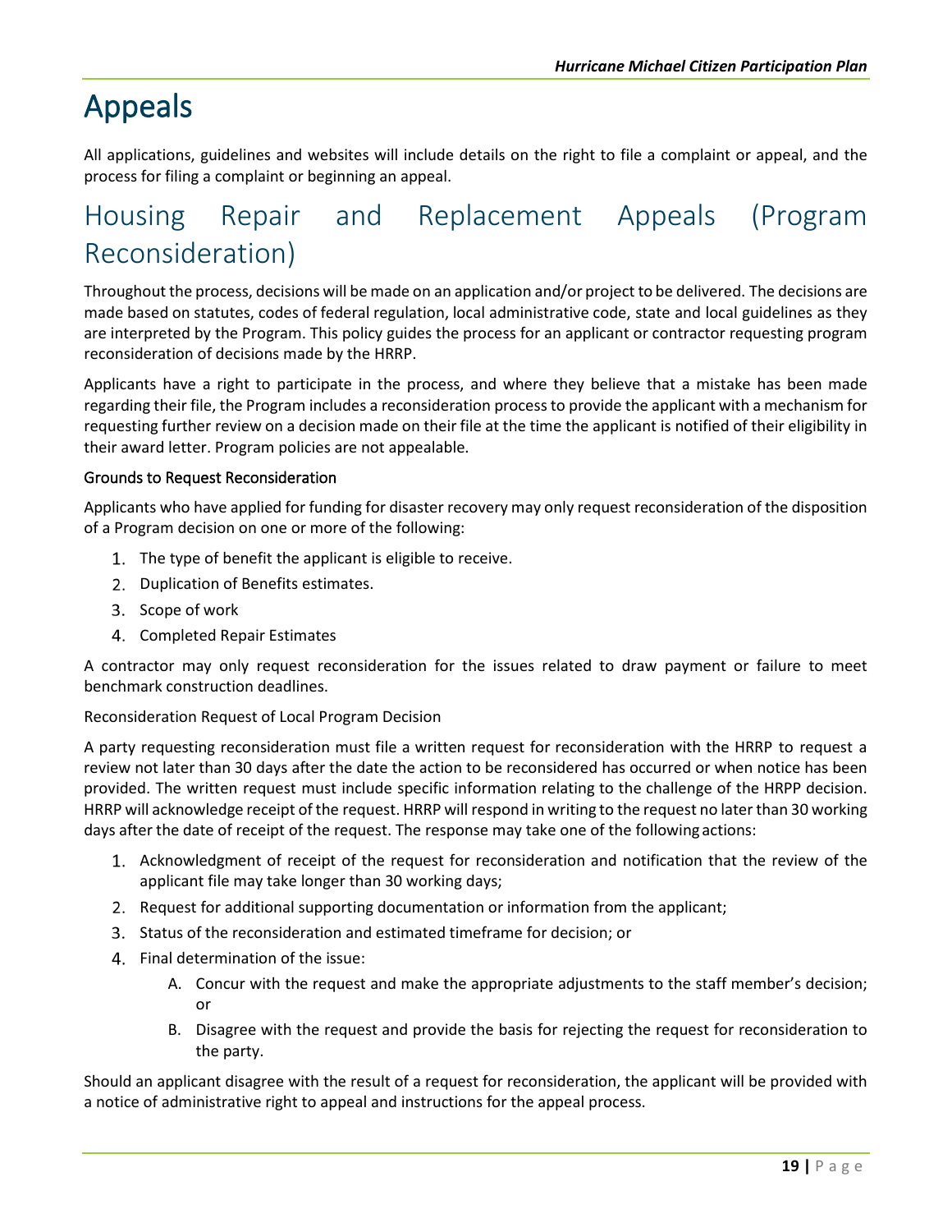# Appeals

All applications, guidelines and websites will include details on the right to file a complaint or appeal, and the process for filing a complaint or beginning an appeal.

## Housing Repair and Replacement Appeals (Program Reconsideration)

Throughout the process, decisions will be made on an application and/or project to be delivered. The decisions are made based on statutes, codes of federal regulation, local administrative code, state and local guidelines as they are interpreted by the Program. This policy guides the process for an applicant or contractor requesting program reconsideration of decisions made by the HRRP.

Applicants have a right to participate in the process, and where they believe that a mistake has been made regarding their file, the Program includes a reconsideration process to provide the applicant with a mechanism for requesting further review on a decision made on their file at the time the applicant is notified of their eligibility in their award letter. Program policies are not appealable.

### Grounds to Request Reconsideration

Applicants who have applied for funding for disaster recovery may only request reconsideration of the disposition of a Program decision on one or more of the following:

1. The type of benefit the applicant is eligible to receive.
2. Duplication of Benefits estimates.
3. Scope of work
4. Completed Repair Estimates

A contractor may only request reconsideration for the issues related to draw payment or failure to meet benchmark construction deadlines.

Reconsideration Request of Local Program Decision

A party requesting reconsideration must file a written request for reconsideration with the HRRP to request a review not later than 30 days after the date the action to be reconsidered has occurred or when notice has been provided. The written request must include specific information relating to the challenge of the HRPP decision. HRRP will acknowledge receipt of the request. HRRP will respond in writing to the request no later than 30 working days after the date of receipt of the request. The response may take one of the following actions:

1. Acknowledgment of receipt of the request for reconsideration and notification that the review of the applicant file may take longer than 30 working days;
2. Request for additional supporting documentation or information from the applicant;
3. Status of the reconsideration and estimated timeframe for decision; or
4. Final determination of the issue:
   A. Concur with the request and make the appropriate adjustments to the staff member's decision; or
   B. Disagree with the request and provide the basis for rejecting the request for reconsideration to the party.

Should an applicant disagree with the result of a request for reconsideration, the applicant will be provided with a notice of administrative right to appeal and instructions for the appeal process.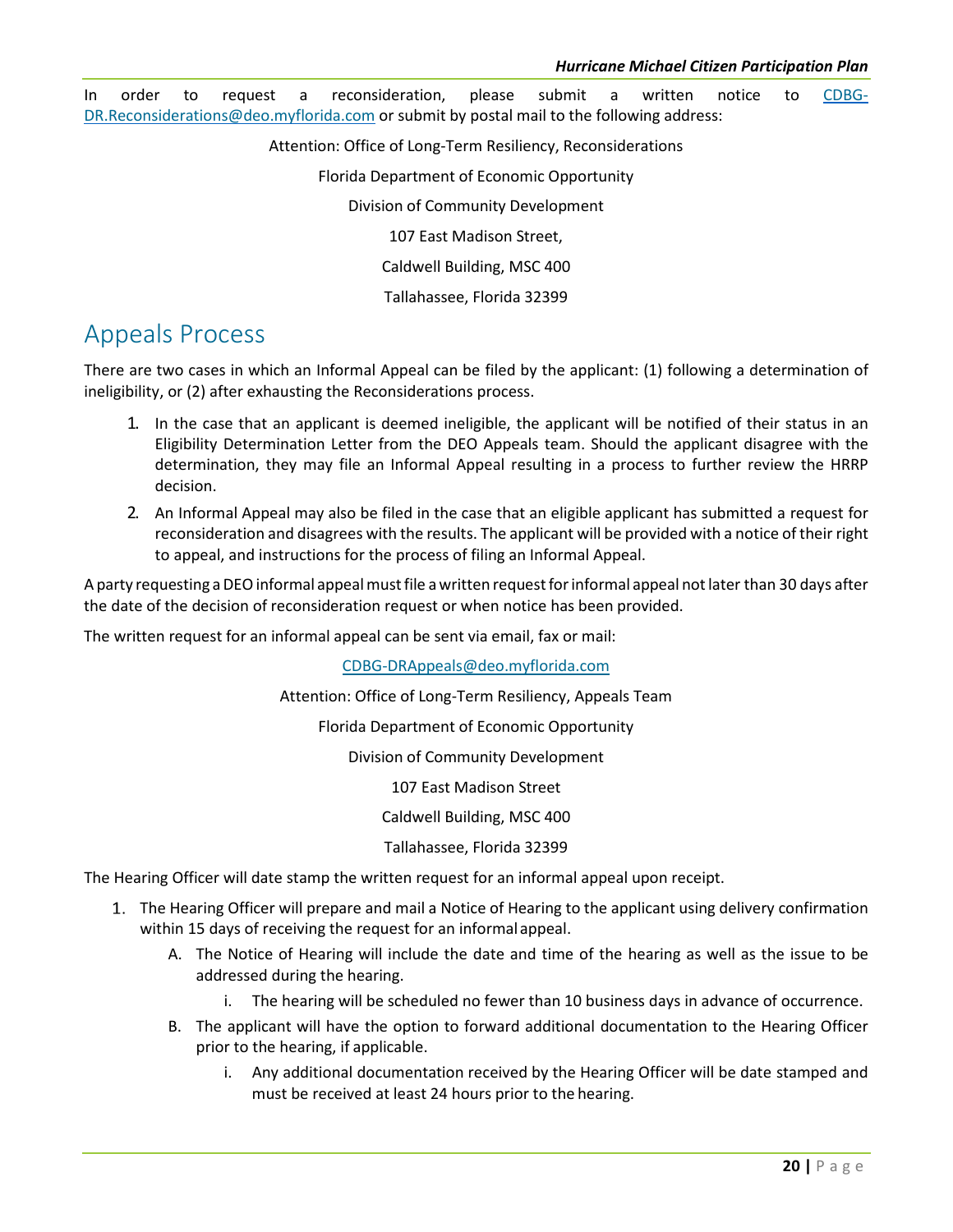In order to request a reconsideration, please submit a written notice to CDBG-DR.Reconsiderations@deo.myflorida.com or submit by postal mail to the following address:

Attention: Office of Long-Term Resiliency, Reconsiderations

Florida Department of Economic Opportunity

Division of Community Development

107 East Madison Street,

Caldwell Building, MSC 400

Tallahassee, Florida 32399

## Appeals Process

There are two cases in which an Informal Appeal can be filed by the applicant: (1) following a determination of ineligibility, or (2) after exhausting the Reconsiderations process.

1. In the case that an applicant is deemed ineligible, the applicant will be notified of their status in an Eligibility Determination Letter from the DEO Appeals team. Should the applicant disagree with the determination, they may file an Informal Appeal resulting in a process to further review the HRRP decision.
2. An Informal Appeal may also be filed in the case that an eligible applicant has submitted a request for reconsideration and disagrees with the results. The applicant will be provided with a notice of their right to appeal, and instructions for the process of filing an Informal Appeal.

A party requesting a DEO informal appeal must file a written request for informal appeal not later than 30 days after the date of the decision of reconsideration request or when notice has been provided.

The written request for an informal appeal can be sent via email, fax or mail:

CDBG-DRAppeals@deo.myflorida.com

Attention: Office of Long-Term Resiliency, Appeals Team

Florida Department of Economic Opportunity

Division of Community Development

107 East Madison Street

Caldwell Building, MSC 400

Tallahassee, Florida 32399

The Hearing Officer will date stamp the written request for an informal appeal upon receipt.

1. The Hearing Officer will prepare and mail a Notice of Hearing to the applicant using delivery confirmation within 15 days of receiving the request for an informal appeal.
   - A. The Notice of Hearing will include the date and time of the hearing as well as the issue to be addressed during the hearing.
     - i. The hearing will be scheduled no fewer than 10 business days in advance of occurrence.
   - B. The applicant will have the option to forward additional documentation to the Hearing Officer prior to the hearing, if applicable.
     - i. Any additional documentation received by the Hearing Officer will be date stamped and must be received at least 24 hours prior to the hearing.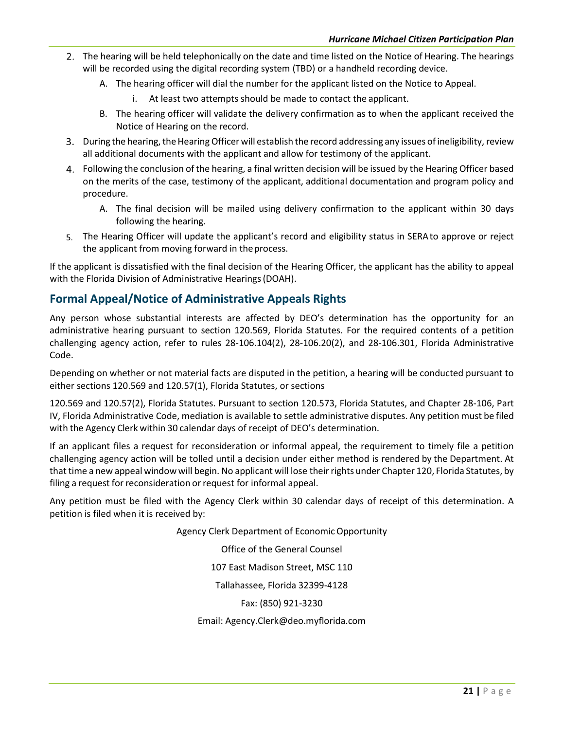2. The hearing will be held telephonically on the date and time listed on the Notice of Hearing. The hearings will be recorded using the digital recording system (TBD) or a handheld recording device.
   A. The hearing officer will dial the number for the applicant listed on the Notice to Appeal.
      i. At least two attempts should be made to contact the applicant.
   B. The hearing officer will validate the delivery confirmation as to when the applicant received the Notice of Hearing on the record.
3. During the hearing, the Hearing Officer will establish the record addressing any issues of ineligibility, review all additional documents with the applicant and allow for testimony of the applicant.
4. Following the conclusion of the hearing, a final written decision will be issued by the Hearing Officer based on the merits of the case, testimony of the applicant, additional documentation and program policy and procedure.
   A. The final decision will be mailed using delivery confirmation to the applicant within 30 days following the hearing.
5. The Hearing Officer will update the applicant's record and eligibility status in SERA to approve or reject the applicant from moving forward in the process.

If the applicant is dissatisfied with the final decision of the Hearing Officer, the applicant has the ability to appeal with the Florida Division of Administrative Hearings (DOAH).

## Formal Appeal/Notice of Administrative Appeals Rights

Any person whose substantial interests are affected by DEO's determination has the opportunity for an administrative hearing pursuant to section 120.569, Florida Statutes. For the required contents of a petition challenging agency action, refer to rules 28-106.104(2), 28-106.20(2), and 28-106.301, Florida Administrative Code.

Depending on whether or not material facts are disputed in the petition, a hearing will be conducted pursuant to either sections 120.569 and 120.57(1), Florida Statutes, or sections

120.569 and 120.57(2), Florida Statutes. Pursuant to section 120.573, Florida Statutes, and Chapter 28-106, Part IV, Florida Administrative Code, mediation is available to settle administrative disputes. Any petition must be filed with the Agency Clerk within 30 calendar days of receipt of DEO's determination.

If an applicant files a request for reconsideration or informal appeal, the requirement to timely file a petition challenging agency action will be tolled until a decision under either method is rendered by the Department. At that time a new appeal window will begin. No applicant will lose their rights under Chapter 120, Florida Statutes, by filing a request for reconsideration or request for informal appeal.

Any petition must be filed with the Agency Clerk within 30 calendar days of receipt of this determination. A petition is filed when it is received by:

Agency Clerk Department of Economic Opportunity

Office of the General Counsel

107 East Madison Street, MSC 110

Tallahassee, Florida 32399-4128

Fax: (850) 921-3230

Email: Agency.Clerk@deo.myflorida.com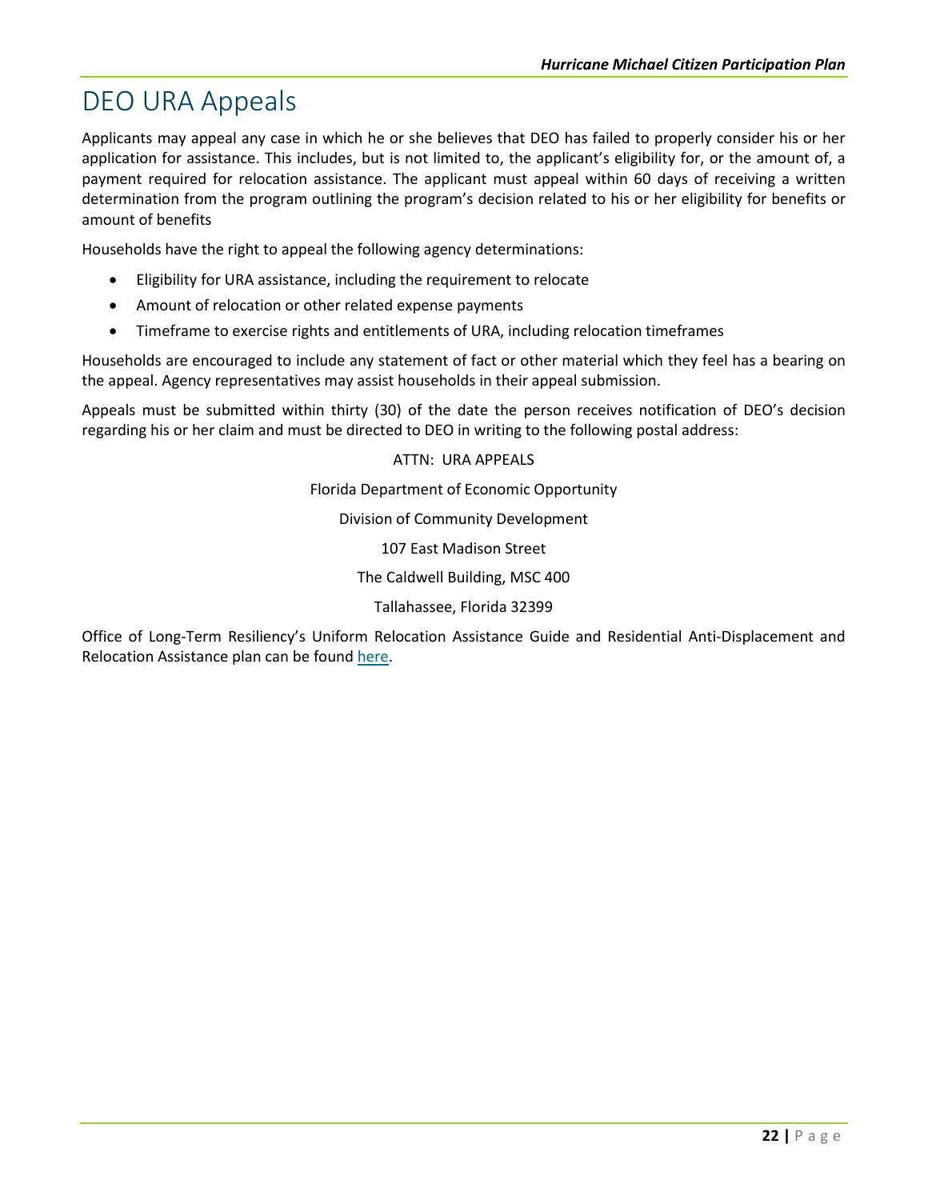# DEO URA Appeals

Applicants may appeal any case in which he or she believes that DEO has failed to properly consider his or her application for assistance. This includes, but is not limited to, the applicant's eligibility for, or the amount of, a payment required for relocation assistance. The applicant must appeal within 60 days of receiving a written determination from the program outlining the program's decision related to his or her eligibility for benefits or amount of benefits

Households have the right to appeal the following agency determinations:

- Eligibility for URA assistance, including the requirement to relocate
- Amount of relocation or other related expense payments
- Timeframe to exercise rights and entitlements of URA, including relocation timeframes

Households are encouraged to include any statement of fact or other material which they feel has a bearing on the appeal. Agency representatives may assist households in their appeal submission.

Appeals must be submitted within thirty (30) of the date the person receives notification of DEO's decision regarding his or her claim and must be directed to DEO in writing to the following postal address:

ATTN: URA APPEALS

Florida Department of Economic Opportunity

Division of Community Development

107 East Madison Street

The Caldwell Building, MSC 400

Tallahassee, Florida 32399

Office of Long-Term Resiliency's Uniform Relocation Assistance Guide and Residential Anti-Displacement and Relocation Assistance plan can be found here.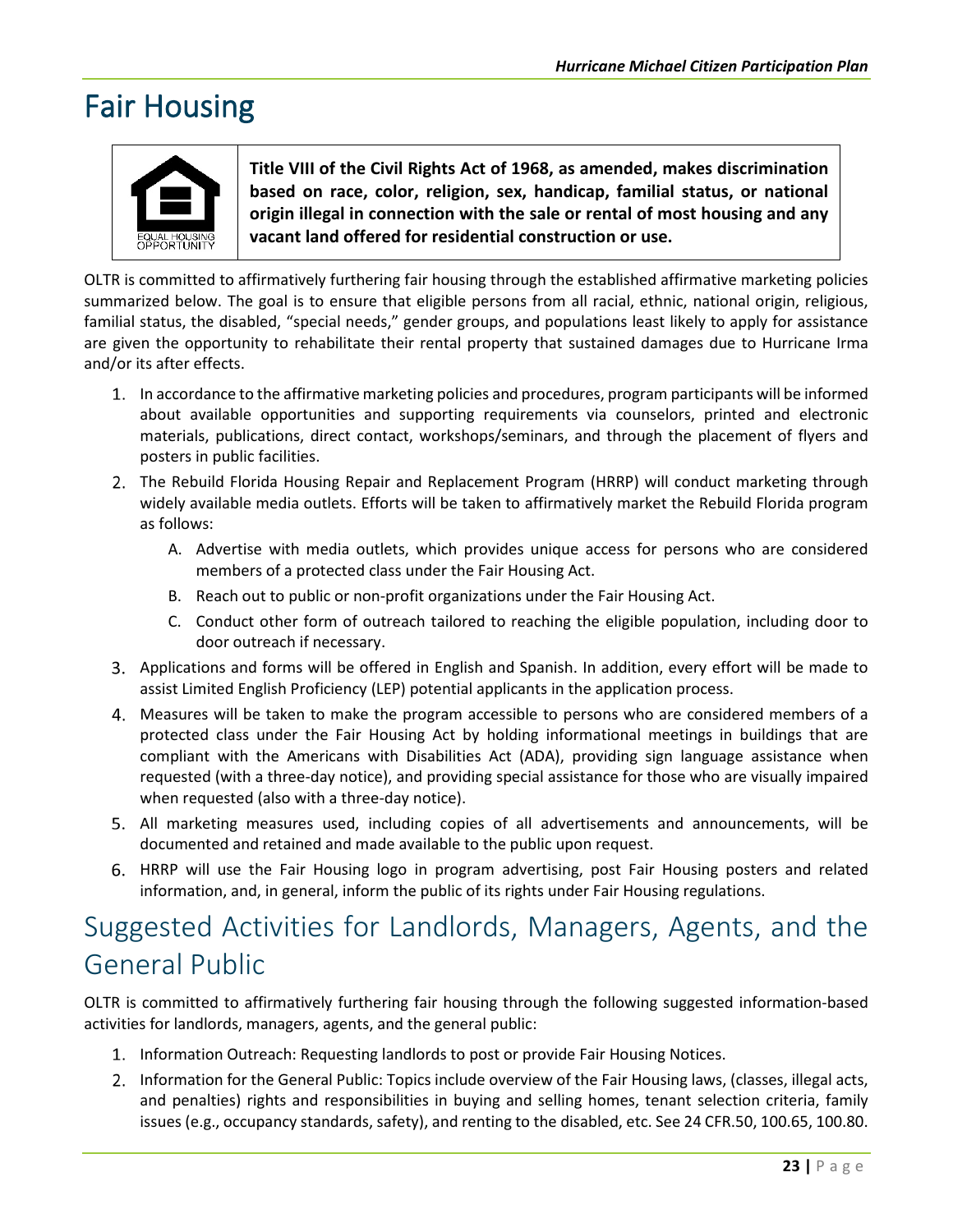# Fair Housing

**Title VIII of the Civil Rights Act of 1968, as amended, makes discrimination based on race, color, religion, sex, handicap, familial status, or national origin illegal in connection with the sale or rental of most housing and any vacant land offered for residential construction or use.**

OLTR is committed to affirmatively furthering fair housing through the established affirmative marketing policies summarized below. The goal is to ensure that eligible persons from all racial, ethnic, national origin, religious, familial status, the disabled, "special needs," gender groups, and populations least likely to apply for assistance are given the opportunity to rehabilitate their rental property that sustained damages due to Hurricane Irma and/or its after effects.

1. In accordance to the affirmative marketing policies and procedures, program participants will be informed about available opportunities and supporting requirements via counselors, printed and electronic materials, publications, direct contact, workshops/seminars, and through the placement of flyers and posters in public facilities.
2. The Rebuild Florida Housing Repair and Replacement Program (HRRP) will conduct marketing through widely available media outlets. Efforts will be taken to affirmatively market the Rebuild Florida program as follows:
   A. Advertise with media outlets, which provides unique access for persons who are considered members of a protected class under the Fair Housing Act.
   B. Reach out to public or non-profit organizations under the Fair Housing Act.
   C. Conduct other form of outreach tailored to reaching the eligible population, including door to door outreach if necessary.
3. Applications and forms will be offered in English and Spanish. In addition, every effort will be made to assist Limited English Proficiency (LEP) potential applicants in the application process.
4. Measures will be taken to make the program accessible to persons who are considered members of a protected class under the Fair Housing Act by holding informational meetings in buildings that are compliant with the Americans with Disabilities Act (ADA), providing sign language assistance when requested (with a three-day notice), and providing special assistance for those who are visually impaired when requested (also with a three-day notice).
5. All marketing measures used, including copies of all advertisements and announcements, will be documented and retained and made available to the public upon request.
6. HRRP will use the Fair Housing logo in program advertising, post Fair Housing posters and related information, and, in general, inform the public of its rights under Fair Housing regulations.

## Suggested Activities for Landlords, Managers, Agents, and the General Public

OLTR is committed to affirmatively furthering fair housing through the following suggested information-based activities for landlords, managers, agents, and the general public:

1. Information Outreach: Requesting landlords to post or provide Fair Housing Notices.
2. Information for the General Public: Topics include overview of the Fair Housing laws, (classes, illegal acts, and penalties) rights and responsibilities in buying and selling homes, tenant selection criteria, family issues (e.g., occupancy standards, safety), and renting to the disabled, etc. See 24 CFR.50, 100.65, 100.80.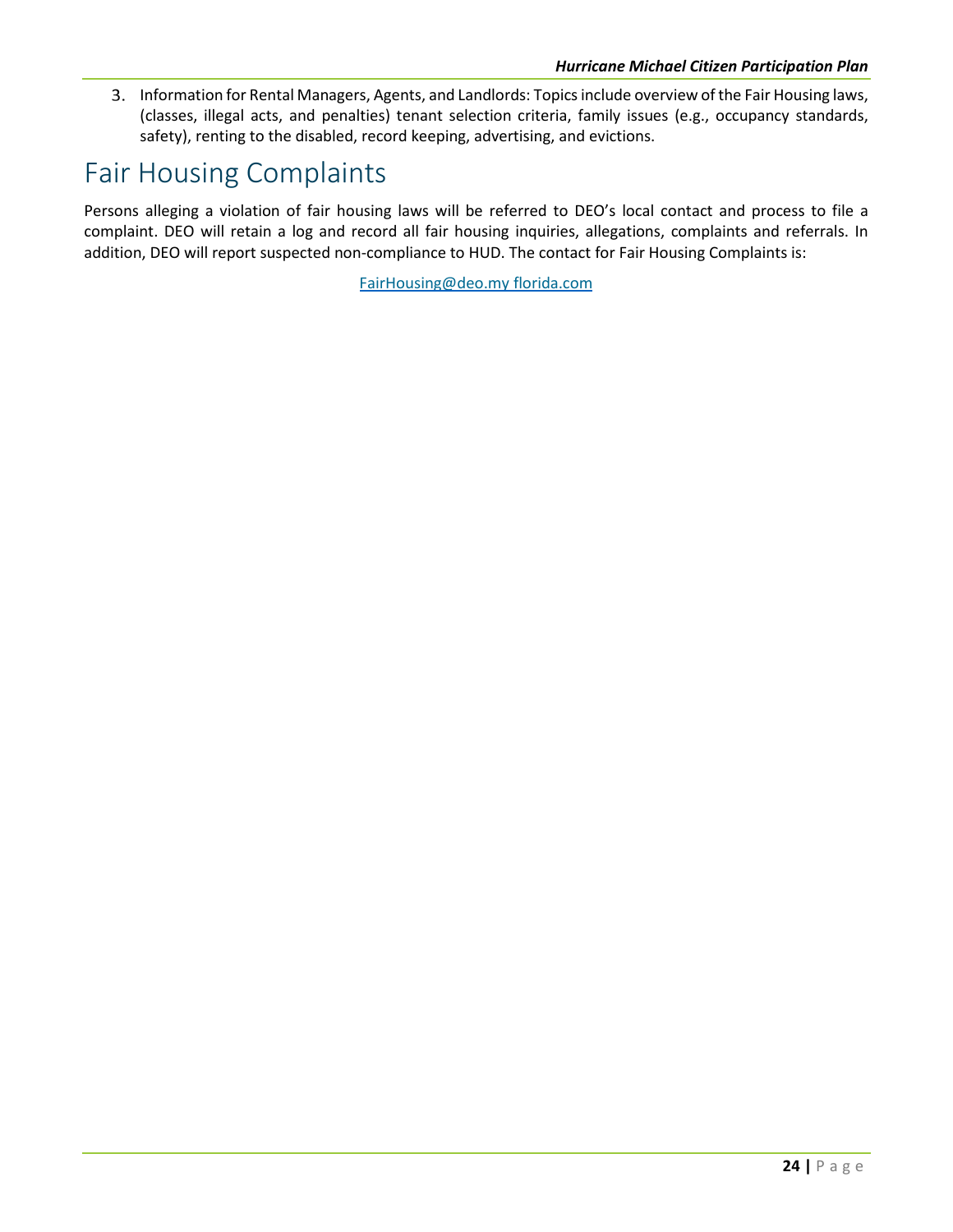3. Information for Rental Managers, Agents, and Landlords: Topics include overview of the Fair Housing laws, (classes, illegal acts, and penalties) tenant selection criteria, family issues (e.g., occupancy standards, safety), renting to the disabled, record keeping, advertising, and evictions.

# Fair Housing Complaints

Persons alleging a violation of fair housing laws will be referred to DEO's local contact and process to file a complaint. DEO will retain a log and record all fair housing inquiries, allegations, complaints and referrals. In addition, DEO will report suspected non-compliance to HUD. The contact for Fair Housing Complaints is:

FairHousing@deo.my florida.com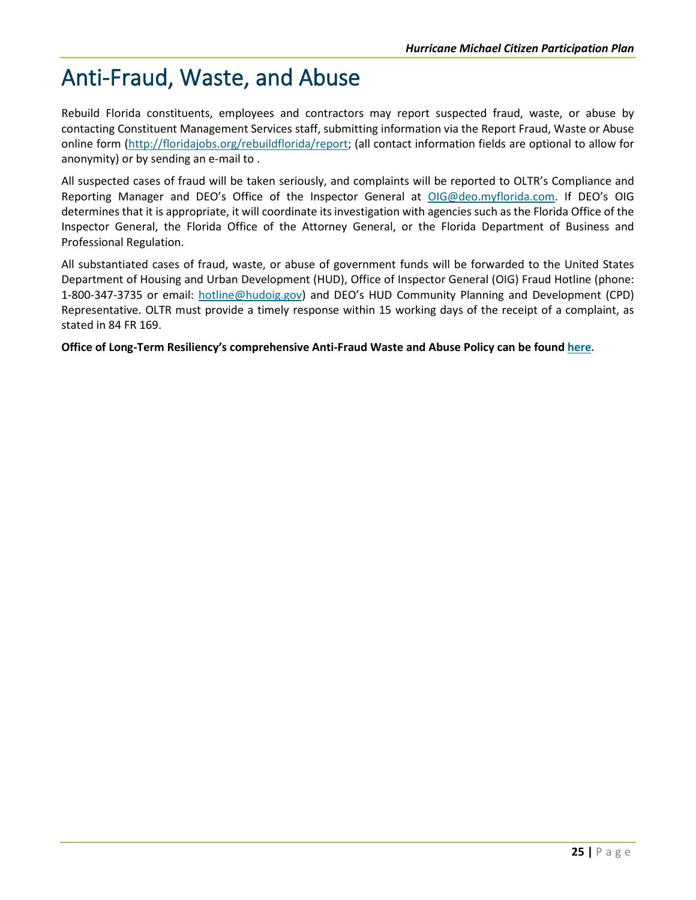# Anti-Fraud, Waste, and Abuse

Rebuild Florida constituents, employees and contractors may report suspected fraud, waste, or abuse by contacting Constituent Management Services staff, submitting information via the Report Fraud, Waste or Abuse online form (http://floridajobs.org/rebuildflorida/report; (all contact information fields are optional to allow for anonymity) or by sending an e-mail to .

All suspected cases of fraud will be taken seriously, and complaints will be reported to OLTR's Compliance and Reporting Manager and DEO's Office of the Inspector General at OIG@deo.myflorida.com. If DEO's OIG determines that it is appropriate, it will coordinate its investigation with agencies such as the Florida Office of the Inspector General, the Florida Office of the Attorney General, or the Florida Department of Business and Professional Regulation.

All substantiated cases of fraud, waste, or abuse of government funds will be forwarded to the United States Department of Housing and Urban Development (HUD), Office of Inspector General (OIG) Fraud Hotline (phone: 1-800-347-3735 or email: hotline@hudoig.gov) and DEO's HUD Community Planning and Development (CPD) Representative. OLTR must provide a timely response within 15 working days of the receipt of a complaint, as stated in 84 FR 169.

**Office of Long-Term Resiliency's comprehensive Anti-Fraud Waste and Abuse Policy can be found here.**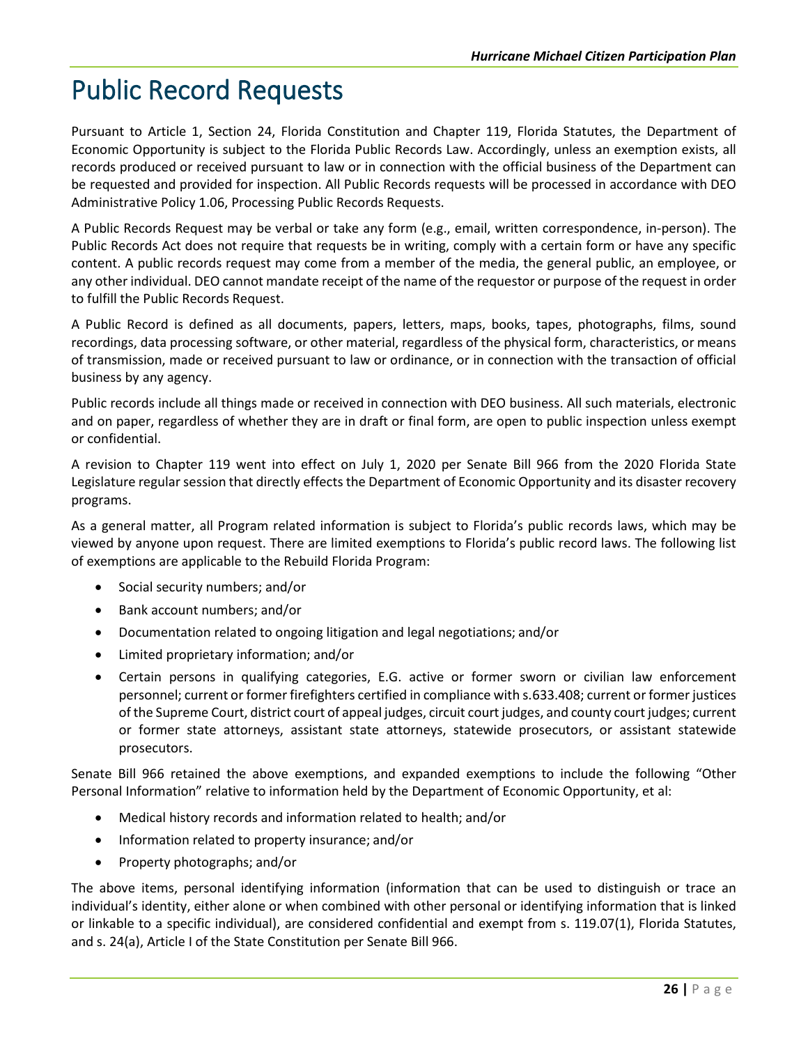# Public Record Requests

Pursuant to Article 1, Section 24, Florida Constitution and Chapter 119, Florida Statutes, the Department of Economic Opportunity is subject to the Florida Public Records Law. Accordingly, unless an exemption exists, all records produced or received pursuant to law or in connection with the official business of the Department can be requested and provided for inspection. All Public Records requests will be processed in accordance with DEO Administrative Policy 1.06, Processing Public Records Requests.

A Public Records Request may be verbal or take any form (e.g., email, written correspondence, in-person). The Public Records Act does not require that requests be in writing, comply with a certain form or have any specific content. A public records request may come from a member of the media, the general public, an employee, or any other individual. DEO cannot mandate receipt of the name of the requestor or purpose of the request in order to fulfill the Public Records Request.

A Public Record is defined as all documents, papers, letters, maps, books, tapes, photographs, films, sound recordings, data processing software, or other material, regardless of the physical form, characteristics, or means of transmission, made or received pursuant to law or ordinance, or in connection with the transaction of official business by any agency.

Public records include all things made or received in connection with DEO business. All such materials, electronic and on paper, regardless of whether they are in draft or final form, are open to public inspection unless exempt or confidential.

A revision to Chapter 119 went into effect on July 1, 2020 per Senate Bill 966 from the 2020 Florida State Legislature regular session that directly effects the Department of Economic Opportunity and its disaster recovery programs.

As a general matter, all Program related information is subject to Florida's public records laws, which may be viewed by anyone upon request. There are limited exemptions to Florida's public record laws. The following list of exemptions are applicable to the Rebuild Florida Program:

- Social security numbers; and/or
- Bank account numbers; and/or
- Documentation related to ongoing litigation and legal negotiations; and/or
- Limited proprietary information; and/or
- Certain persons in qualifying categories, E.G. active or former sworn or civilian law enforcement personnel; current or former firefighters certified in compliance with s.633.408; current or former justices of the Supreme Court, district court of appeal judges, circuit court judges, and county court judges; current or former state attorneys, assistant state attorneys, statewide prosecutors, or assistant statewide prosecutors.

Senate Bill 966 retained the above exemptions, and expanded exemptions to include the following "Other Personal Information" relative to information held by the Department of Economic Opportunity, et al:

- Medical history records and information related to health; and/or
- Information related to property insurance; and/or
- Property photographs; and/or

The above items, personal identifying information (information that can be used to distinguish or trace an individual's identity, either alone or when combined with other personal or identifying information that is linked or linkable to a specific individual), are considered confidential and exempt from s. 119.07(1), Florida Statutes, and s. 24(a), Article I of the State Constitution per Senate Bill 966.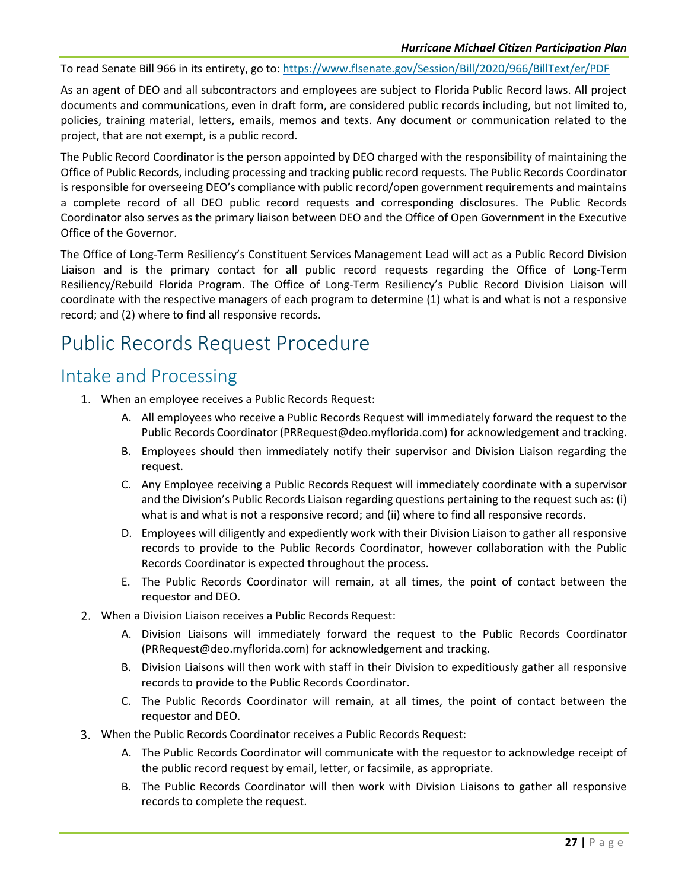To read Senate Bill 966 in its entirety, go to: https://www.flsenate.gov/Session/Bill/2020/966/BillText/er/PDF

As an agent of DEO and all subcontractors and employees are subject to Florida Public Record laws. All project documents and communications, even in draft form, are considered public records including, but not limited to, policies, training material, letters, emails, memos and texts. Any document or communication related to the project, that are not exempt, is a public record.

The Public Record Coordinator is the person appointed by DEO charged with the responsibility of maintaining the Office of Public Records, including processing and tracking public record requests. The Public Records Coordinator is responsible for overseeing DEO's compliance with public record/open government requirements and maintains a complete record of all DEO public record requests and corresponding disclosures. The Public Records Coordinator also serves as the primary liaison between DEO and the Office of Open Government in the Executive Office of the Governor.

The Office of Long-Term Resiliency's Constituent Services Management Lead will act as a Public Record Division Liaison and is the primary contact for all public record requests regarding the Office of Long-Term Resiliency/Rebuild Florida Program. The Office of Long-Term Resiliency's Public Record Division Liaison will coordinate with the respective managers of each program to determine (1) what is and what is not a responsive record; and (2) where to find all responsive records.

# Public Records Request Procedure

## Intake and Processing

1. When an employee receives a Public Records Request:
   - A. All employees who receive a Public Records Request will immediately forward the request to the Public Records Coordinator (PRRequest@deo.myflorida.com) for acknowledgement and tracking.
   - B. Employees should then immediately notify their supervisor and Division Liaison regarding the request.
   - C. Any Employee receiving a Public Records Request will immediately coordinate with a supervisor and the Division's Public Records Liaison regarding questions pertaining to the request such as: (i) what is and what is not a responsive record; and (ii) where to find all responsive records.
   - D. Employees will diligently and expediently work with their Division Liaison to gather all responsive records to provide to the Public Records Coordinator, however collaboration with the Public Records Coordinator is expected throughout the process.
   - E. The Public Records Coordinator will remain, at all times, the point of contact between the requestor and DEO.
2. When a Division Liaison receives a Public Records Request:
   - A. Division Liaisons will immediately forward the request to the Public Records Coordinator (PRRequest@deo.myflorida.com) for acknowledgement and tracking.
   - B. Division Liaisons will then work with staff in their Division to expeditiously gather all responsive records to provide to the Public Records Coordinator.
   - C. The Public Records Coordinator will remain, at all times, the point of contact between the requestor and DEO.
3. When the Public Records Coordinator receives a Public Records Request:
   - A. The Public Records Coordinator will communicate with the requestor to acknowledge receipt of the public record request by email, letter, or facsimile, as appropriate.
   - B. The Public Records Coordinator will then work with Division Liaisons to gather all responsive records to complete the request.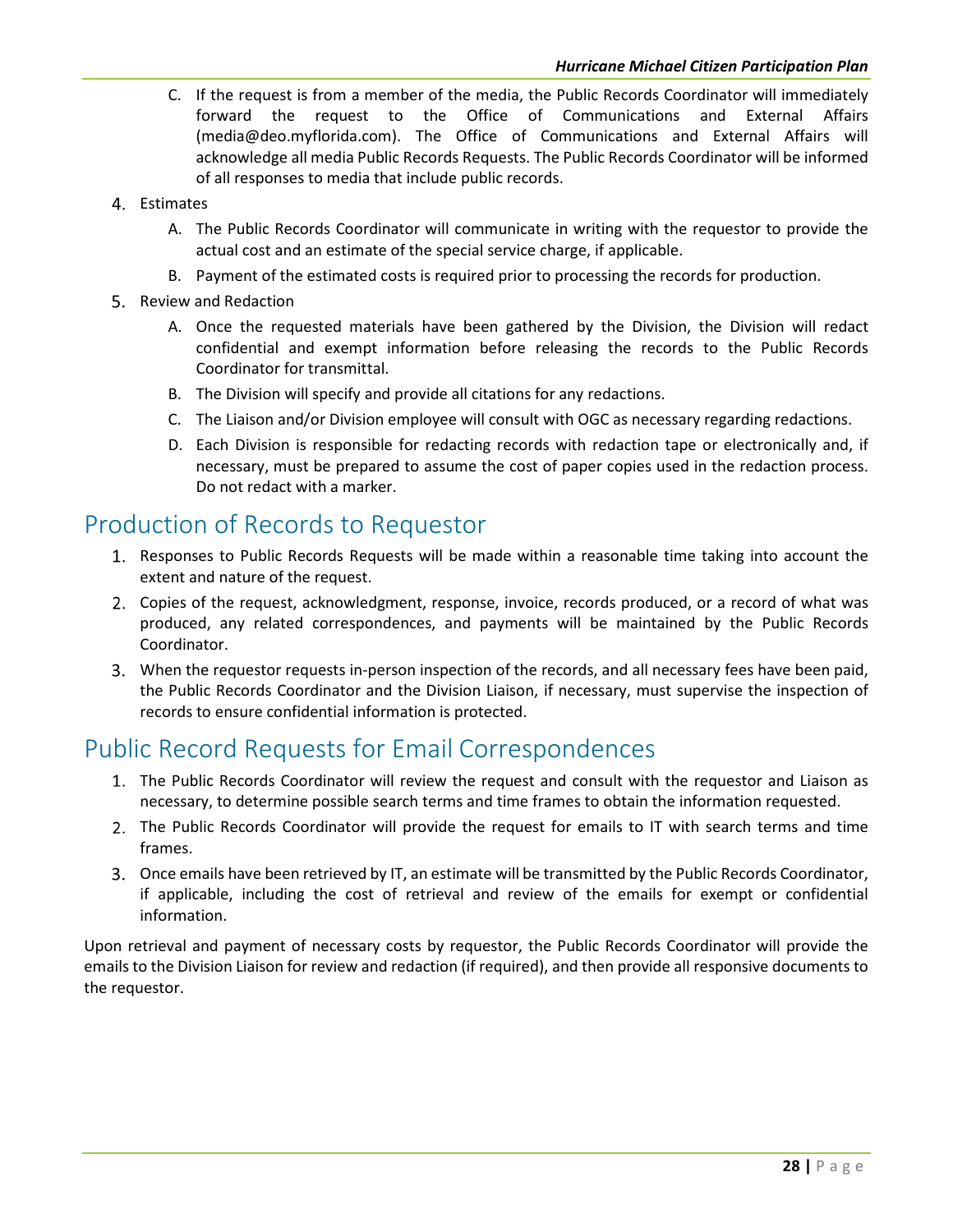C. If the request is from a member of the media, the Public Records Coordinator will immediately forward the request to the Office of Communications and External Affairs (media@deo.myflorida.com). The Office of Communications and External Affairs will acknowledge all media Public Records Requests. The Public Records Coordinator will be informed of all responses to media that include public records.

4. Estimates

   A. The Public Records Coordinator will communicate in writing with the requestor to provide the actual cost and an estimate of the special service charge, if applicable.

   B. Payment of the estimated costs is required prior to processing the records for production.

5. Review and Redaction

   A. Once the requested materials have been gathered by the Division, the Division will redact confidential and exempt information before releasing the records to the Public Records Coordinator for transmittal.

   B. The Division will specify and provide all citations for any redactions.

   C. The Liaison and/or Division employee will consult with OGC as necessary regarding redactions.

   D. Each Division is responsible for redacting records with redaction tape or electronically and, if necessary, must be prepared to assume the cost of paper copies used in the redaction process. Do not redact with a marker.

# Production of Records to Requestor

1. Responses to Public Records Requests will be made within a reasonable time taking into account the extent and nature of the request.
2. Copies of the request, acknowledgment, response, invoice, records produced, or a record of what was produced, any related correspondences, and payments will be maintained by the Public Records Coordinator.
3. When the requestor requests in-person inspection of the records, and all necessary fees have been paid, the Public Records Coordinator and the Division Liaison, if necessary, must supervise the inspection of records to ensure confidential information is protected.

# Public Record Requests for Email Correspondences

1. The Public Records Coordinator will review the request and consult with the requestor and Liaison as necessary, to determine possible search terms and time frames to obtain the information requested.
2. The Public Records Coordinator will provide the request for emails to IT with search terms and time frames.
3. Once emails have been retrieved by IT, an estimate will be transmitted by the Public Records Coordinator, if applicable, including the cost of retrieval and review of the emails for exempt or confidential information.

Upon retrieval and payment of necessary costs by requestor, the Public Records Coordinator will provide the emails to the Division Liaison for review and redaction (if required), and then provide all responsive documents to the requestor.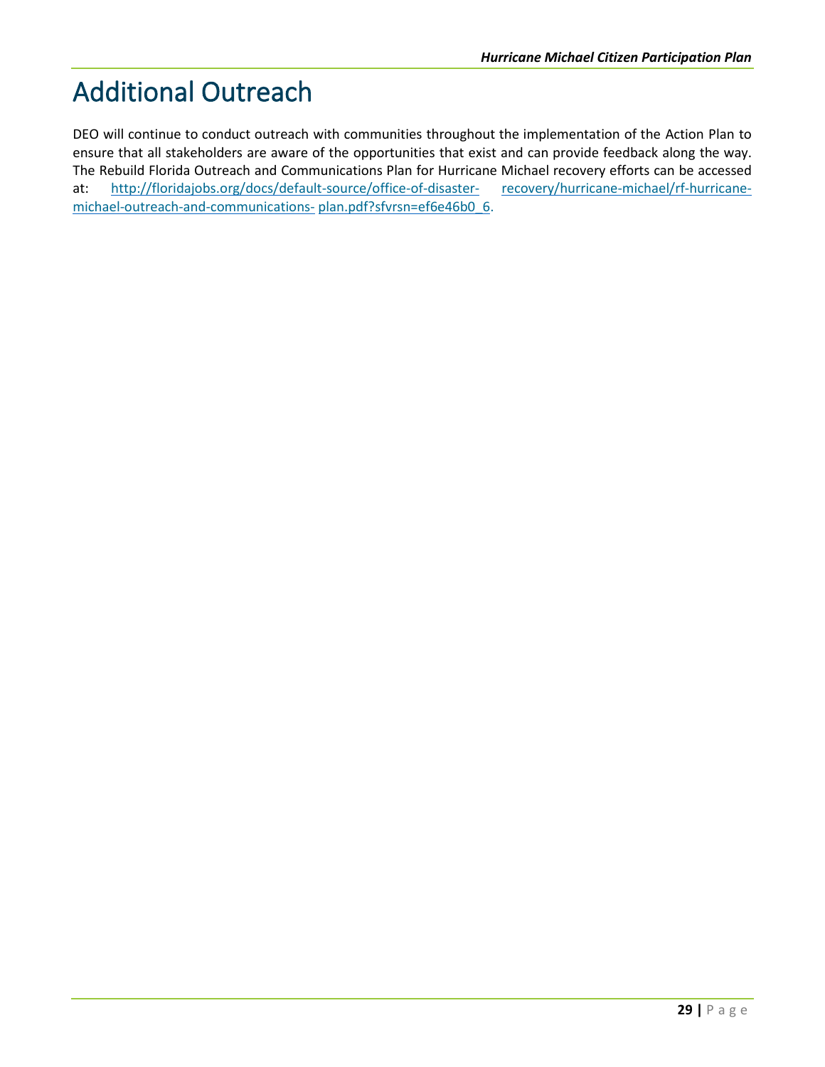# Additional Outreach

DEO will continue to conduct outreach with communities throughout the implementation of the Action Plan to ensure that all stakeholders are aware of the opportunities that exist and can provide feedback along the way. The Rebuild Florida Outreach and Communications Plan for Hurricane Michael recovery efforts can be accessed at: http://floridajobs.org/docs/default-source/office-of-disaster-recovery/hurricane-michael/rf-hurricane-michael-outreach-and-communications-plan.pdf?sfvrsn=ef6e46b0_6.